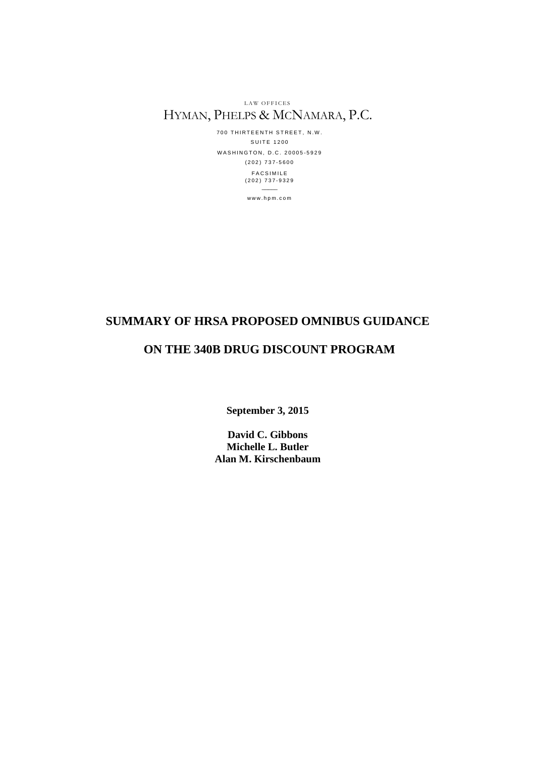LAW OFFICES

HYMAN, PHELPS & MCNAMARA, P.C.

700 THIRTEENTH STREET, N.W.
SUITE 1200
WASHINGTON, D.C. 20005-5929
(202) 737-5600
FACSIMILE
(202) 737-9329

www.hpm.com

# SUMMARY OF HRSA PROPOSED OMNIBUS GUIDANCE

# ON THE 340B DRUG DISCOUNT PROGRAM

**September 3, 2015**

**David C. Gibbons**
**Michelle L. Butler**
**Alan M. Kirschenbaum**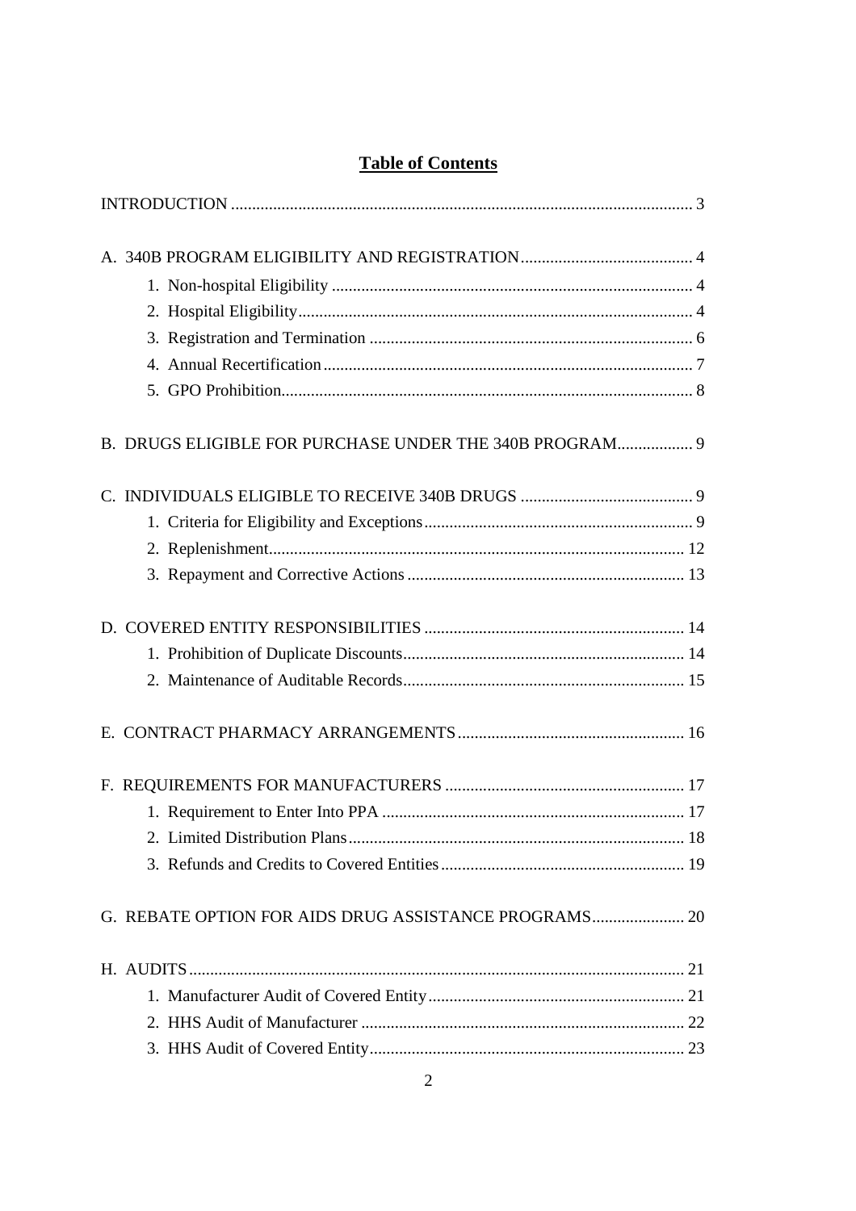## Table of Contents

INTRODUCTION ..... 3

A. 340B PROGRAM ELIGIBILITY AND REGISTRATION ..... 4
- 1. Non-hospital Eligibility ..... 4
- 2. Hospital Eligibility ..... 4
- 3. Registration and Termination ..... 6
- 4. Annual Recertification ..... 7
- 5. GPO Prohibition ..... 8

B. DRUGS ELIGIBLE FOR PURCHASE UNDER THE 340B PROGRAM ..... 9

C. INDIVIDUALS ELIGIBLE TO RECEIVE 340B DRUGS ..... 9
- 1. Criteria for Eligibility and Exceptions ..... 9
- 2. Replenishment ..... 12
- 3. Repayment and Corrective Actions ..... 13

D. COVERED ENTITY RESPONSIBILITIES ..... 14
- 1. Prohibition of Duplicate Discounts ..... 14
- 2. Maintenance of Auditable Records ..... 15

E. CONTRACT PHARMACY ARRANGEMENTS ..... 16

F. REQUIREMENTS FOR MANUFACTURERS ..... 17
- 1. Requirement to Enter Into PPA ..... 17
- 2. Limited Distribution Plans ..... 18
- 3. Refunds and Credits to Covered Entities ..... 19

G. REBATE OPTION FOR AIDS DRUG ASSISTANCE PROGRAMS ..... 20

H. AUDITS ..... 21
- 1. Manufacturer Audit of Covered Entity ..... 21
- 2. HHS Audit of Manufacturer ..... 22
- 3. HHS Audit of Covered Entity ..... 23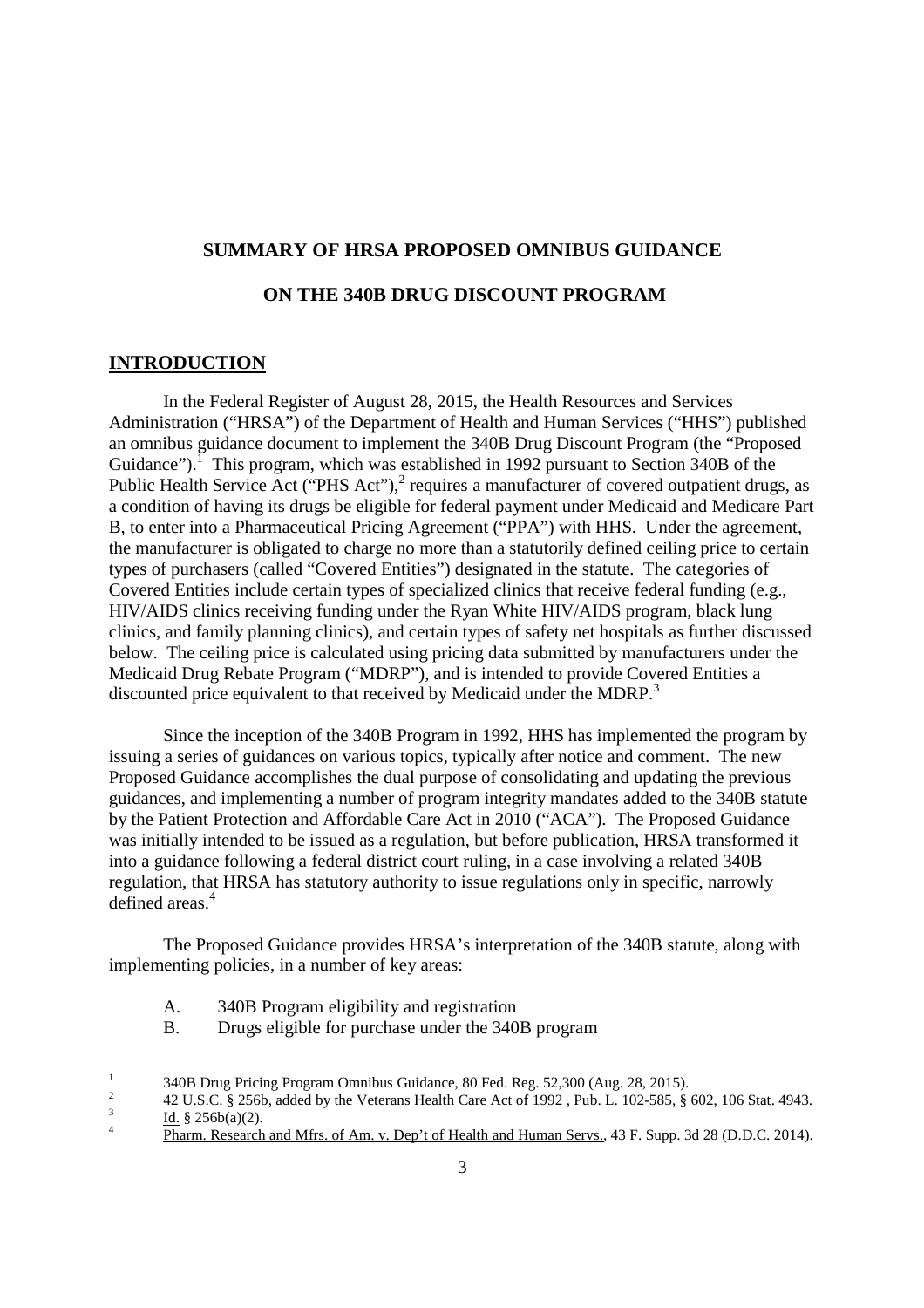**SUMMARY OF HRSA PROPOSED OMNIBUS GUIDANCE**

**ON THE 340B DRUG DISCOUNT PROGRAM**

## INTRODUCTION

In the Federal Register of August 28, 2015, the Health Resources and Services Administration ("HRSA") of the Department of Health and Human Services ("HHS") published an omnibus guidance document to implement the 340B Drug Discount Program (the "Proposed Guidance").[1] This program, which was established in 1992 pursuant to Section 340B of the Public Health Service Act ("PHS Act"),[2] requires a manufacturer of covered outpatient drugs, as a condition of having its drugs be eligible for federal payment under Medicaid and Medicare Part B, to enter into a Pharmaceutical Pricing Agreement ("PPA") with HHS. Under the agreement, the manufacturer is obligated to charge no more than a statutorily defined ceiling price to certain types of purchasers (called "Covered Entities") designated in the statute. The categories of Covered Entities include certain types of specialized clinics that receive federal funding (e.g., HIV/AIDS clinics receiving funding under the Ryan White HIV/AIDS program, black lung clinics, and family planning clinics), and certain types of safety net hospitals as further discussed below. The ceiling price is calculated using pricing data submitted by manufacturers under the Medicaid Drug Rebate Program ("MDRP"), and is intended to provide Covered Entities a discounted price equivalent to that received by Medicaid under the MDRP.[3]

Since the inception of the 340B Program in 1992, HHS has implemented the program by issuing a series of guidances on various topics, typically after notice and comment. The new Proposed Guidance accomplishes the dual purpose of consolidating and updating the previous guidances, and implementing a number of program integrity mandates added to the 340B statute by the Patient Protection and Affordable Care Act in 2010 ("ACA"). The Proposed Guidance was initially intended to be issued as a regulation, but before publication, HRSA transformed it into a guidance following a federal district court ruling, in a case involving a related 340B regulation, that HRSA has statutory authority to issue regulations only in specific, narrowly defined areas.[4]

The Proposed Guidance provides HRSA's interpretation of the 340B statute, along with implementing policies, in a number of key areas:

A. 340B Program eligibility and registration

B. Drugs eligible for purchase under the 340B program

---

[1] 340B Drug Pricing Program Omnibus Guidance, 80 Fed. Reg. 52,300 (Aug. 28, 2015).

[2] 42 U.S.C. § 256b, added by the Veterans Health Care Act of 1992 , Pub. L. 102-585, § 602, 106 Stat. 4943.

[3] Id. § 256b(a)(2).

[4] Pharm. Research and Mfrs. of Am. v. Dep't of Health and Human Servs., 43 F. Supp. 3d 28 (D.D.C. 2014).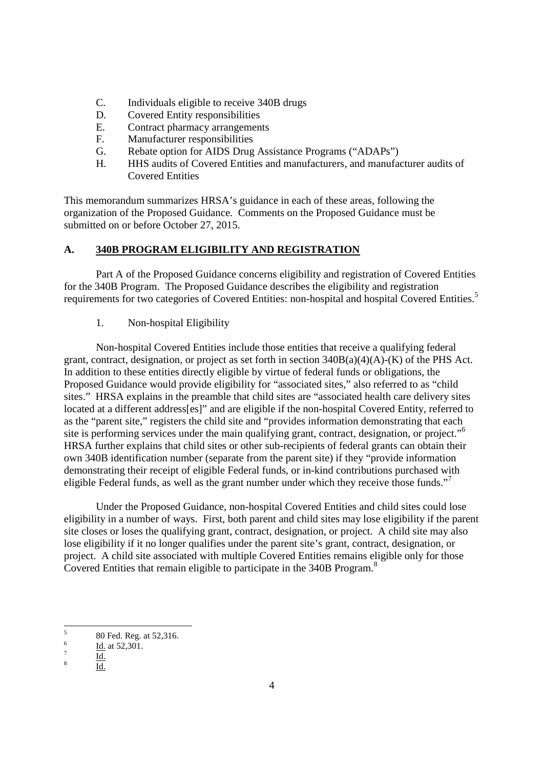C. Individuals eligible to receive 340B drugs
D. Covered Entity responsibilities
E. Contract pharmacy arrangements
F. Manufacturer responsibilities
G. Rebate option for AIDS Drug Assistance Programs ("ADAPs")
H. HHS audits of Covered Entities and manufacturers, and manufacturer audits of Covered Entities

This memorandum summarizes HRSA's guidance in each of these areas, following the organization of the Proposed Guidance. Comments on the Proposed Guidance must be submitted on or before October 27, 2015.

## A. 340B PROGRAM ELIGIBILITY AND REGISTRATION

Part A of the Proposed Guidance concerns eligibility and registration of Covered Entities for the 340B Program. The Proposed Guidance describes the eligibility and registration requirements for two categories of Covered Entities: non-hospital and hospital Covered Entities.[5]

### 1. Non-hospital Eligibility

Non-hospital Covered Entities include those entities that receive a qualifying federal grant, contract, designation, or project as set forth in section 340B(a)(4)(A)-(K) of the PHS Act. In addition to these entities directly eligible by virtue of federal funds or obligations, the Proposed Guidance would provide eligibility for "associated sites," also referred to as "child sites." HRSA explains in the preamble that child sites are "associated health care delivery sites located at a different address[es]" and are eligible if the non-hospital Covered Entity, referred to as the "parent site," registers the child site and "provides information demonstrating that each site is performing services under the main qualifying grant, contract, designation, or project."[6] HRSA further explains that child sites or other sub-recipients of federal grants can obtain their own 340B identification number (separate from the parent site) if they "provide information demonstrating their receipt of eligible Federal funds, or in-kind contributions purchased with eligible Federal funds, as well as the grant number under which they receive those funds."[7]

Under the Proposed Guidance, non-hospital Covered Entities and child sites could lose eligibility in a number of ways. First, both parent and child sites may lose eligibility if the parent site closes or loses the qualifying grant, contract, designation, or project. A child site may also lose eligibility if it no longer qualifies under the parent site's grant, contract, designation, or project. A child site associated with multiple Covered Entities remains eligible only for those Covered Entities that remain eligible to participate in the 340B Program.[8]

---

[5] 80 Fed. Reg. at 52,316.

[6] Id. at 52,301.

[7] Id.

[8] Id.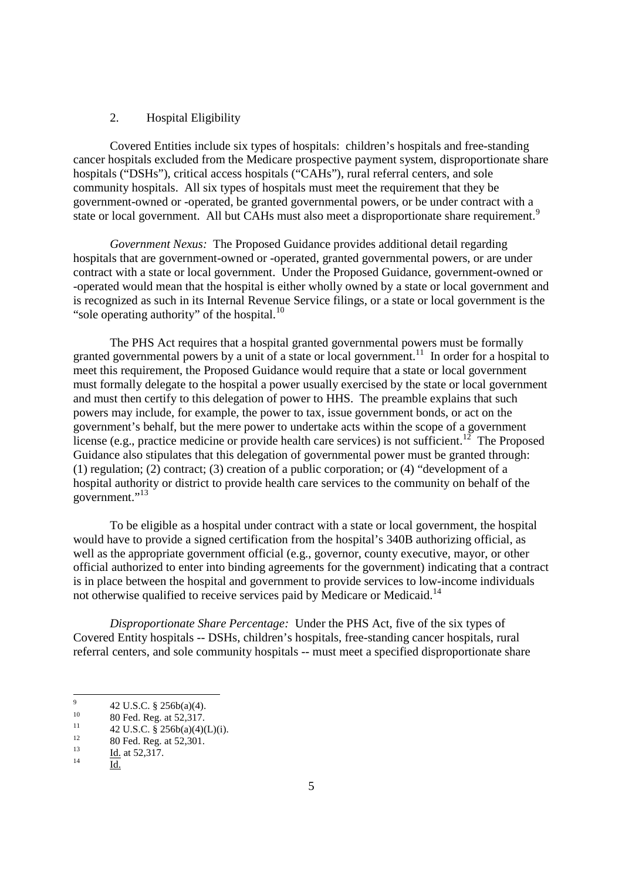## 2. Hospital Eligibility

Covered Entities include six types of hospitals: children's hospitals and free-standing cancer hospitals excluded from the Medicare prospective payment system, disproportionate share hospitals ("DSHs"), critical access hospitals ("CAHs"), rural referral centers, and sole community hospitals. All six types of hospitals must meet the requirement that they be government-owned or -operated, be granted governmental powers, or be under contract with a state or local government. All but CAHs must also meet a disproportionate share requirement.[9]

*Government Nexus:* The Proposed Guidance provides additional detail regarding hospitals that are government-owned or -operated, granted governmental powers, or are under contract with a state or local government. Under the Proposed Guidance, government-owned or -operated would mean that the hospital is either wholly owned by a state or local government and is recognized as such in its Internal Revenue Service filings, or a state or local government is the "sole operating authority" of the hospital.[10]

The PHS Act requires that a hospital granted governmental powers must be formally granted governmental powers by a unit of a state or local government.[11] In order for a hospital to meet this requirement, the Proposed Guidance would require that a state or local government must formally delegate to the hospital a power usually exercised by the state or local government and must then certify to this delegation of power to HHS. The preamble explains that such powers may include, for example, the power to tax, issue government bonds, or act on the government's behalf, but the mere power to undertake acts within the scope of a government license (e.g., practice medicine or provide health care services) is not sufficient.[12] The Proposed Guidance also stipulates that this delegation of governmental power must be granted through: (1) regulation; (2) contract; (3) creation of a public corporation; or (4) "development of a hospital authority or district to provide health care services to the community on behalf of the government."[13]

To be eligible as a hospital under contract with a state or local government, the hospital would have to provide a signed certification from the hospital's 340B authorizing official, as well as the appropriate government official (e.g., governor, county executive, mayor, or other official authorized to enter into binding agreements for the government) indicating that a contract is in place between the hospital and government to provide services to low-income individuals not otherwise qualified to receive services paid by Medicare or Medicaid.[14]

*Disproportionate Share Percentage:* Under the PHS Act, five of the six types of Covered Entity hospitals -- DSHs, children's hospitals, free-standing cancer hospitals, rural referral centers, and sole community hospitals -- must meet a specified disproportionate share

---

[9] 42 U.S.C. § 256b(a)(4).

[10] 80 Fed. Reg. at 52,317.

[11] 42 U.S.C. § 256b(a)(4)(L)(i).

[12] 80 Fed. Reg. at 52,301.

[13] Id. at 52,317.

[14] Id.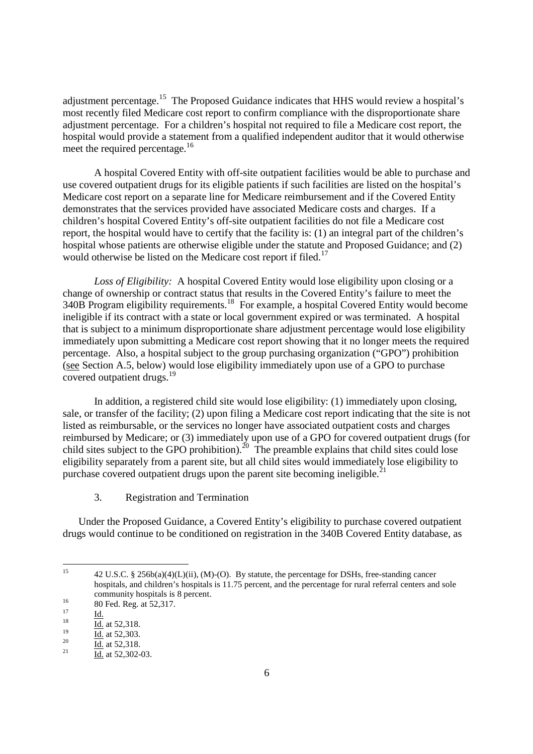adjustment percentage.[15] The Proposed Guidance indicates that HHS would review a hospital's most recently filed Medicare cost report to confirm compliance with the disproportionate share adjustment percentage. For a children's hospital not required to file a Medicare cost report, the hospital would provide a statement from a qualified independent auditor that it would otherwise meet the required percentage.[16]

A hospital Covered Entity with off-site outpatient facilities would be able to purchase and use covered outpatient drugs for its eligible patients if such facilities are listed on the hospital's Medicare cost report on a separate line for Medicare reimbursement and if the Covered Entity demonstrates that the services provided have associated Medicare costs and charges. If a children's hospital Covered Entity's off-site outpatient facilities do not file a Medicare cost report, the hospital would have to certify that the facility is: (1) an integral part of the children's hospital whose patients are otherwise eligible under the statute and Proposed Guidance; and (2) would otherwise be listed on the Medicare cost report if filed.[17]

*Loss of Eligibility:* A hospital Covered Entity would lose eligibility upon closing or a change of ownership or contract status that results in the Covered Entity's failure to meet the 340B Program eligibility requirements.[18] For example, a hospital Covered Entity would become ineligible if its contract with a state or local government expired or was terminated. A hospital that is subject to a minimum disproportionate share adjustment percentage would lose eligibility immediately upon submitting a Medicare cost report showing that it no longer meets the required percentage. Also, a hospital subject to the group purchasing organization ("GPO") prohibition (see Section A.5, below) would lose eligibility immediately upon use of a GPO to purchase covered outpatient drugs.[19]

In addition, a registered child site would lose eligibility: (1) immediately upon closing, sale, or transfer of the facility; (2) upon filing a Medicare cost report indicating that the site is not listed as reimbursable, or the services no longer have associated outpatient costs and charges reimbursed by Medicare; or (3) immediately upon use of a GPO for covered outpatient drugs (for child sites subject to the GPO prohibition).[20] The preamble explains that child sites could lose eligibility separately from a parent site, but all child sites would immediately lose eligibility to purchase covered outpatient drugs upon the parent site becoming ineligible.[21]

### 3. Registration and Termination

Under the Proposed Guidance, a Covered Entity's eligibility to purchase covered outpatient drugs would continue to be conditioned on registration in the 340B Covered Entity database, as

---

[15] 42 U.S.C. § 256b(a)(4)(L)(ii), (M)-(O). By statute, the percentage for DSHs, free-standing cancer hospitals, and children's hospitals is 11.75 percent, and the percentage for rural referral centers and sole community hospitals is 8 percent.

[16] 80 Fed. Reg. at 52,317.

[17] Id.

[18] Id. at 52,318.

[19] Id. at 52,303.

[20] Id. at 52,318.

[21] Id. at 52,302-03.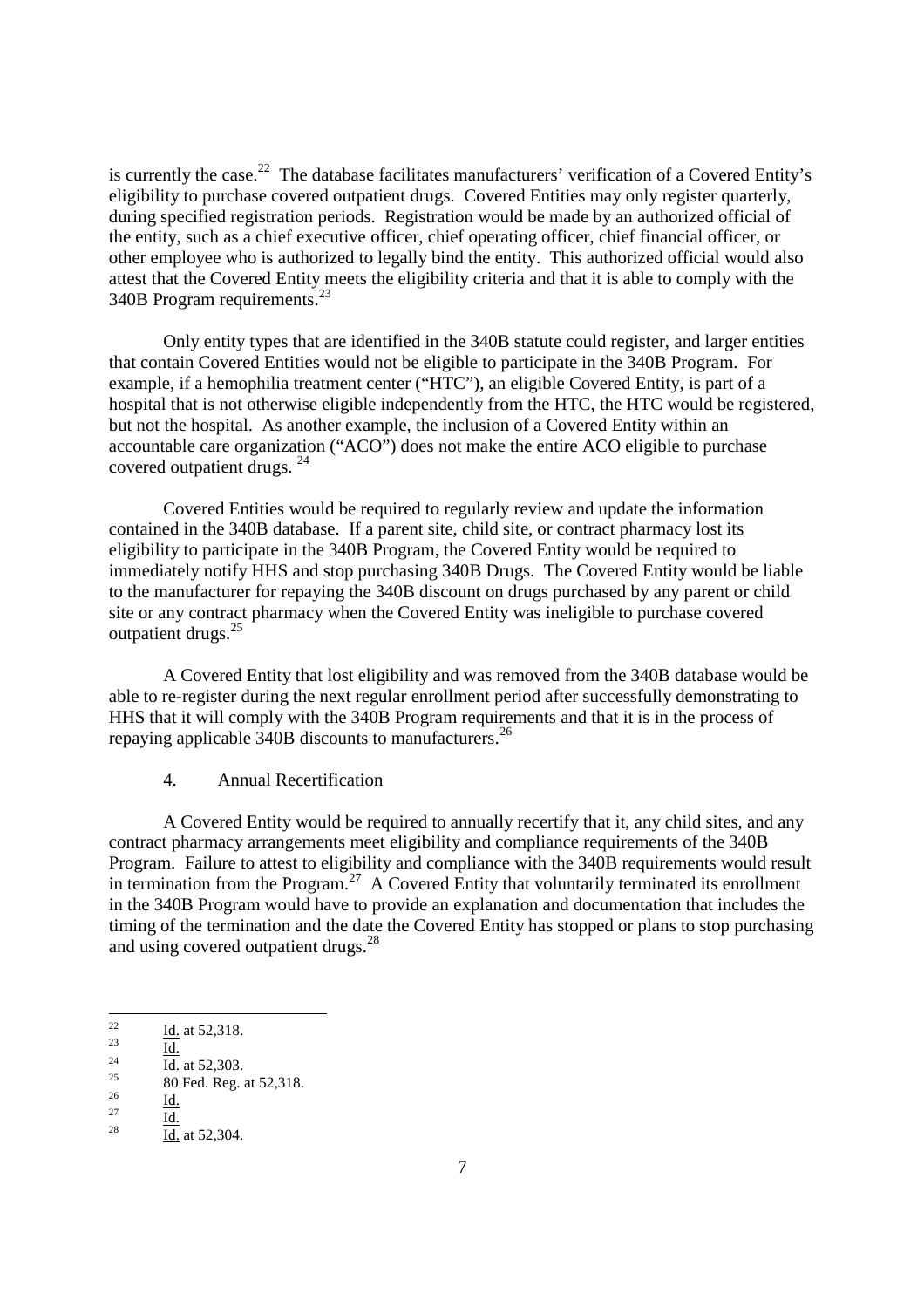is currently the case.[22] The database facilitates manufacturers' verification of a Covered Entity's eligibility to purchase covered outpatient drugs. Covered Entities may only register quarterly, during specified registration periods. Registration would be made by an authorized official of the entity, such as a chief executive officer, chief operating officer, chief financial officer, or other employee who is authorized to legally bind the entity. This authorized official would also attest that the Covered Entity meets the eligibility criteria and that it is able to comply with the 340B Program requirements.[23]

Only entity types that are identified in the 340B statute could register, and larger entities that contain Covered Entities would not be eligible to participate in the 340B Program. For example, if a hemophilia treatment center ("HTC"), an eligible Covered Entity, is part of a hospital that is not otherwise eligible independently from the HTC, the HTC would be registered, but not the hospital. As another example, the inclusion of a Covered Entity within an accountable care organization ("ACO") does not make the entire ACO eligible to purchase covered outpatient drugs. [24]

Covered Entities would be required to regularly review and update the information contained in the 340B database. If a parent site, child site, or contract pharmacy lost its eligibility to participate in the 340B Program, the Covered Entity would be required to immediately notify HHS and stop purchasing 340B Drugs. The Covered Entity would be liable to the manufacturer for repaying the 340B discount on drugs purchased by any parent or child site or any contract pharmacy when the Covered Entity was ineligible to purchase covered outpatient drugs.[25]

A Covered Entity that lost eligibility and was removed from the 340B database would be able to re-register during the next regular enrollment period after successfully demonstrating to HHS that it will comply with the 340B Program requirements and that it is in the process of repaying applicable 340B discounts to manufacturers.[26]

4. Annual Recertification

A Covered Entity would be required to annually recertify that it, any child sites, and any contract pharmacy arrangements meet eligibility and compliance requirements of the 340B Program. Failure to attest to eligibility and compliance with the 340B requirements would result in termination from the Program.[27] A Covered Entity that voluntarily terminated its enrollment in the 340B Program would have to provide an explanation and documentation that includes the timing of the termination and the date the Covered Entity has stopped or plans to stop purchasing and using covered outpatient drugs.[28]

---

[22] Id. at 52,318.

[23] Id.

[24] Id. at 52,303.

[25] 80 Fed. Reg. at 52,318.

[26] Id.

[27] Id.

[28] Id. at 52,304.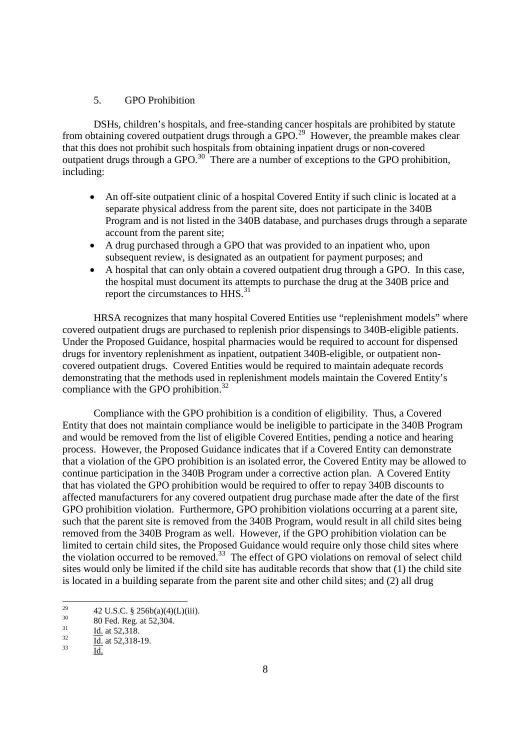### 5. GPO Prohibition

DSHs, children's hospitals, and free-standing cancer hospitals are prohibited by statute from obtaining covered outpatient drugs through a GPO.[29] However, the preamble makes clear that this does not prohibit such hospitals from obtaining inpatient drugs or non-covered outpatient drugs through a GPO.[30] There are a number of exceptions to the GPO prohibition, including:

- An off-site outpatient clinic of a hospital Covered Entity if such clinic is located at a separate physical address from the parent site, does not participate in the 340B Program and is not listed in the 340B database, and purchases drugs through a separate account from the parent site;
- A drug purchased through a GPO that was provided to an inpatient who, upon subsequent review, is designated as an outpatient for payment purposes; and
- A hospital that can only obtain a covered outpatient drug through a GPO. In this case, the hospital must document its attempts to purchase the drug at the 340B price and report the circumstances to HHS.[31]

HRSA recognizes that many hospital Covered Entities use "replenishment models" where covered outpatient drugs are purchased to replenish prior dispensings to 340B-eligible patients. Under the Proposed Guidance, hospital pharmacies would be required to account for dispensed drugs for inventory replenishment as inpatient, outpatient 340B-eligible, or outpatient non-covered outpatient drugs. Covered Entities would be required to maintain adequate records demonstrating that the methods used in replenishment models maintain the Covered Entity's compliance with the GPO prohibition.[32]

Compliance with the GPO prohibition is a condition of eligibility. Thus, a Covered Entity that does not maintain compliance would be ineligible to participate in the 340B Program and would be removed from the list of eligible Covered Entities, pending a notice and hearing process. However, the Proposed Guidance indicates that if a Covered Entity can demonstrate that a violation of the GPO prohibition is an isolated error, the Covered Entity may be allowed to continue participation in the 340B Program under a corrective action plan. A Covered Entity that has violated the GPO prohibition would be required to offer to repay 340B discounts to affected manufacturers for any covered outpatient drug purchase made after the date of the first GPO prohibition violation. Furthermore, GPO prohibition violations occurring at a parent site, such that the parent site is removed from the 340B Program, would result in all child sites being removed from the 340B Program as well. However, if the GPO prohibition violation can be limited to certain child sites, the Proposed Guidance would require only those child sites where the violation occurred to be removed.[33] The effect of GPO violations on removal of select child sites would only be limited if the child site has auditable records that show that (1) the child site is located in a building separate from the parent site and other child sites; and (2) all drug

---

[29] 42 U.S.C. § 256b(a)(4)(L)(iii).

[30] 80 Fed. Reg. at 52,304.

[31] Id. at 52,318.

[32] Id. at 52,318-19.

[33] Id.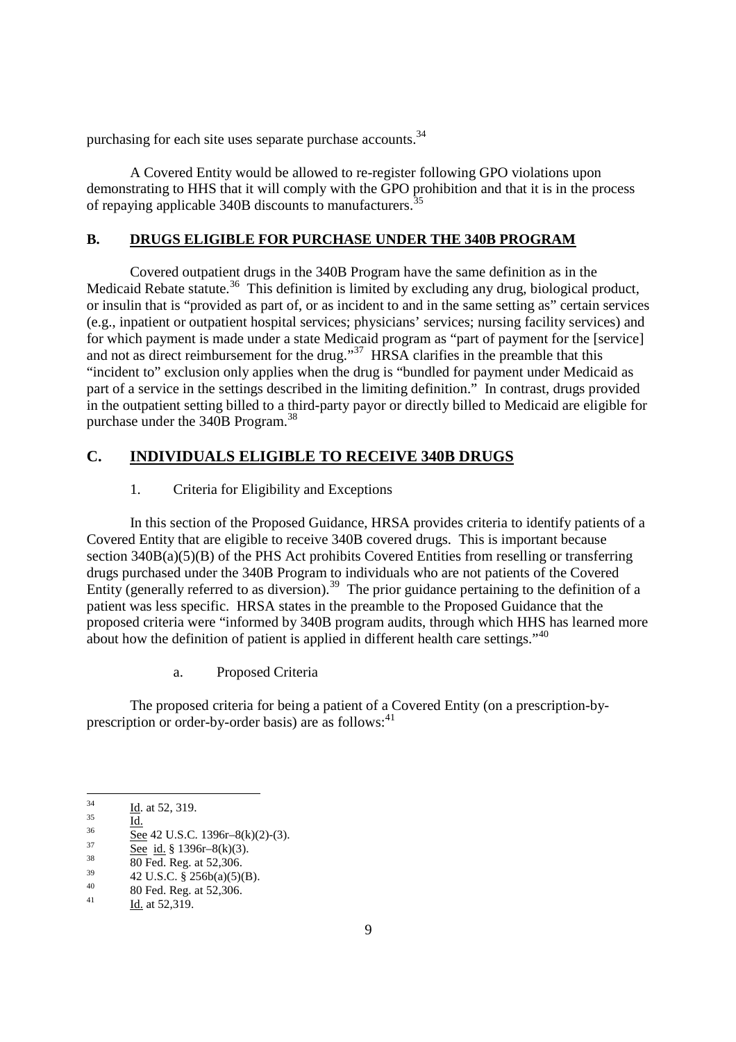purchasing for each site uses separate purchase accounts.[34]

A Covered Entity would be allowed to re-register following GPO violations upon demonstrating to HHS that it will comply with the GPO prohibition and that it is in the process of repaying applicable 340B discounts to manufacturers.[35]

## B. DRUGS ELIGIBLE FOR PURCHASE UNDER THE 340B PROGRAM

Covered outpatient drugs in the 340B Program have the same definition as in the Medicaid Rebate statute.[36] This definition is limited by excluding any drug, biological product, or insulin that is "provided as part of, or as incident to and in the same setting as" certain services (e.g., inpatient or outpatient hospital services; physicians' services; nursing facility services) and for which payment is made under a state Medicaid program as "part of payment for the [service] and not as direct reimbursement for the drug."[37] HRSA clarifies in the preamble that this "incident to" exclusion only applies when the drug is "bundled for payment under Medicaid as part of a service in the settings described in the limiting definition." In contrast, drugs provided in the outpatient setting billed to a third-party payor or directly billed to Medicaid are eligible for purchase under the 340B Program.[38]

## C. INDIVIDUALS ELIGIBLE TO RECEIVE 340B DRUGS

### 1. Criteria for Eligibility and Exceptions

In this section of the Proposed Guidance, HRSA provides criteria to identify patients of a Covered Entity that are eligible to receive 340B covered drugs. This is important because section 340B(a)(5)(B) of the PHS Act prohibits Covered Entities from reselling or transferring drugs purchased under the 340B Program to individuals who are not patients of the Covered Entity (generally referred to as diversion).[39] The prior guidance pertaining to the definition of a patient was less specific. HRSA states in the preamble to the Proposed Guidance that the proposed criteria were "informed by 340B program audits, through which HHS has learned more about how the definition of patient is applied in different health care settings."[40]

#### a. Proposed Criteria

The proposed criteria for being a patient of a Covered Entity (on a prescription-by-prescription or order-by-order basis) are as follows:[41]

---

[34] Id. at 52, 319.

[35] Id.

[36] See 42 U.S.C. 1396r–8(k)(2)-(3).

[37] See id. § 1396r–8(k)(3).

[38] 80 Fed. Reg. at 52,306.

[39] 42 U.S.C. § 256b(a)(5)(B).

[40] 80 Fed. Reg. at 52,306.

[41] Id. at 52,319.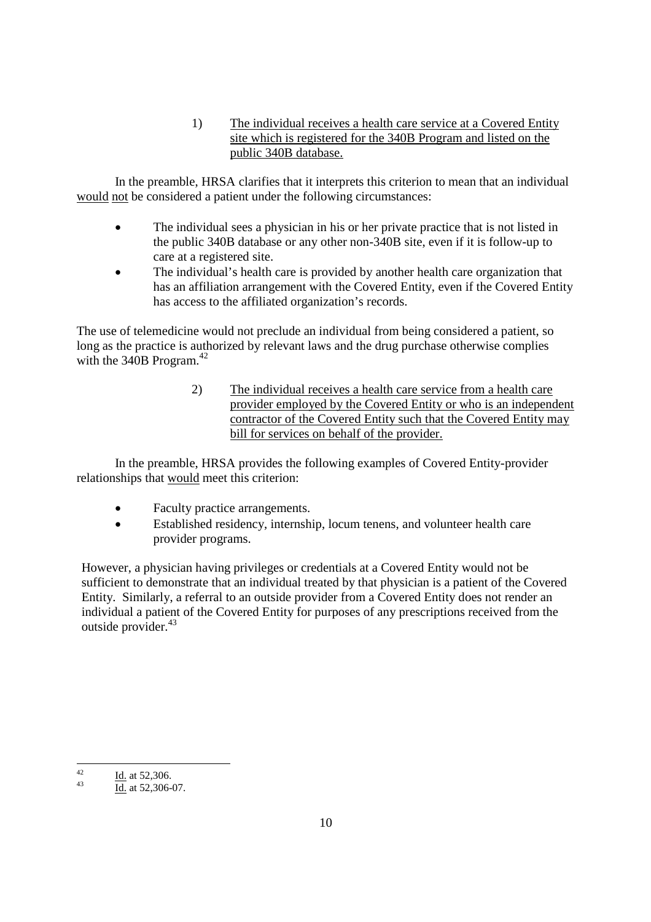1) <u>The individual receives a health care service at a Covered Entity site which is registered for the 340B Program and listed on the public 340B database.</u>

In the preamble, HRSA clarifies that it interprets this criterion to mean that an individual <u>would</u> <u>not</u> be considered a patient under the following circumstances:

- The individual sees a physician in his or her private practice that is not listed in the public 340B database or any other non-340B site, even if it is follow-up to care at a registered site.
- The individual's health care is provided by another health care organization that has an affiliation arrangement with the Covered Entity, even if the Covered Entity has access to the affiliated organization's records.

The use of telemedicine would not preclude an individual from being considered a patient, so long as the practice is authorized by relevant laws and the drug purchase otherwise complies with the 340B Program.[42]

2) <u>The individual receives a health care service from a health care provider employed by the Covered Entity or who is an independent contractor of the Covered Entity such that the Covered Entity may bill for services on behalf of the provider.</u>

In the preamble, HRSA provides the following examples of Covered Entity-provider relationships that <u>would</u> meet this criterion:

- Faculty practice arrangements.
- Established residency, internship, locum tenens, and volunteer health care provider programs.

However, a physician having privileges or credentials at a Covered Entity would not be sufficient to demonstrate that an individual treated by that physician is a patient of the Covered Entity. Similarly, a referral to an outside provider from a Covered Entity does not render an individual a patient of the Covered Entity for purposes of any prescriptions received from the outside provider.[43]

---

[42] <u>Id.</u> at 52,306.

[43] <u>Id.</u> at 52,306-07.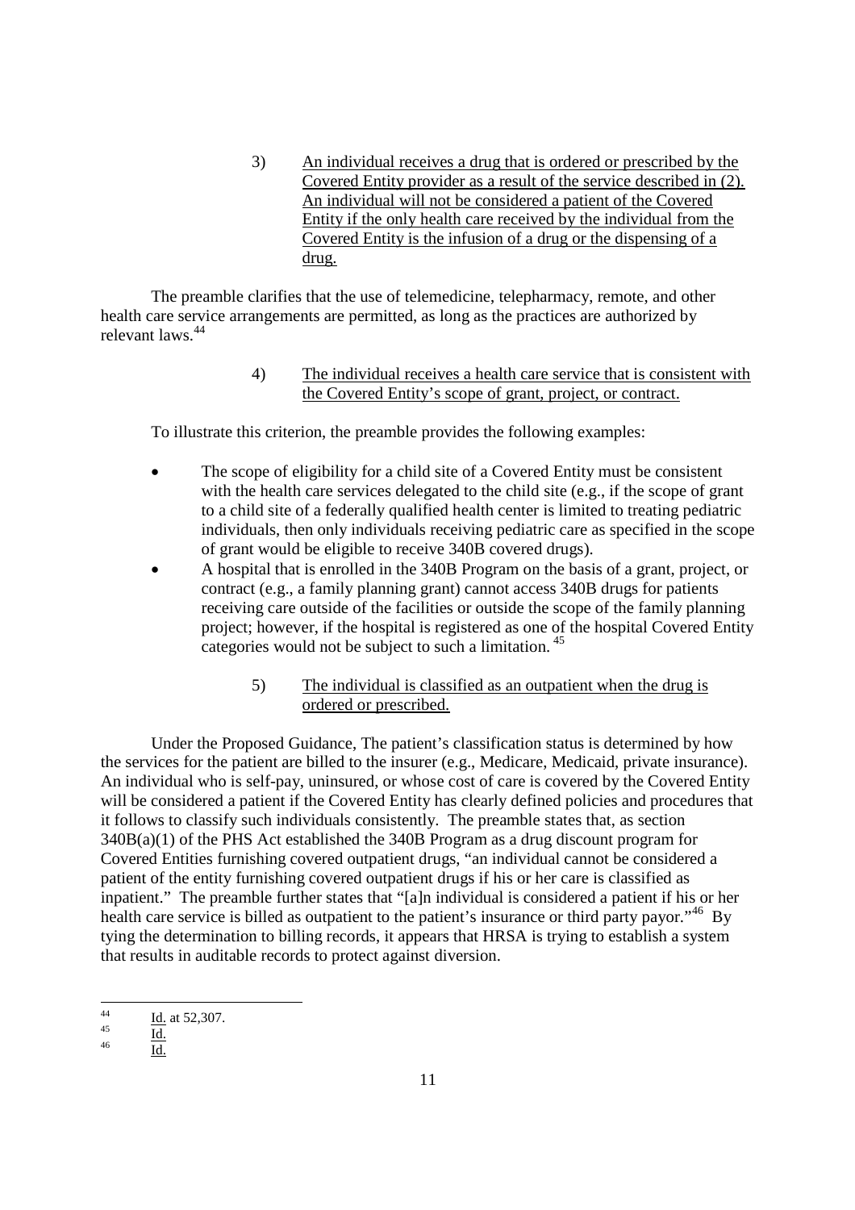3) <u>An individual receives a drug that is ordered or prescribed by the Covered Entity provider as a result of the service described in (2). An individual will not be considered a patient of the Covered Entity if the only health care received by the individual from the Covered Entity is the infusion of a drug or the dispensing of a drug.</u>

The preamble clarifies that the use of telemedicine, telepharmacy, remote, and other health care service arrangements are permitted, as long as the practices are authorized by relevant laws.[44]

4) <u>The individual receives a health care service that is consistent with the Covered Entity's scope of grant, project, or contract.</u>

To illustrate this criterion, the preamble provides the following examples:

- The scope of eligibility for a child site of a Covered Entity must be consistent with the health care services delegated to the child site (e.g., if the scope of grant to a child site of a federally qualified health center is limited to treating pediatric individuals, then only individuals receiving pediatric care as specified in the scope of grant would be eligible to receive 340B covered drugs).
- A hospital that is enrolled in the 340B Program on the basis of a grant, project, or contract (e.g., a family planning grant) cannot access 340B drugs for patients receiving care outside of the facilities or outside the scope of the family planning project; however, if the hospital is registered as one of the hospital Covered Entity categories would not be subject to such a limitation. [45]

5) <u>The individual is classified as an outpatient when the drug is ordered or prescribed.</u>

Under the Proposed Guidance, The patient's classification status is determined by how the services for the patient are billed to the insurer (e.g., Medicare, Medicaid, private insurance). An individual who is self-pay, uninsured, or whose cost of care is covered by the Covered Entity will be considered a patient if the Covered Entity has clearly defined policies and procedures that it follows to classify such individuals consistently. The preamble states that, as section 340B(a)(1) of the PHS Act established the 340B Program as a drug discount program for Covered Entities furnishing covered outpatient drugs, "an individual cannot be considered a patient of the entity furnishing covered outpatient drugs if his or her care is classified as inpatient." The preamble further states that "[a]n individual is considered a patient if his or her health care service is billed as outpatient to the patient's insurance or third party payor."[46] By tying the determination to billing records, it appears that HRSA is trying to establish a system that results in auditable records to protect against diversion.

---

[44] <u>Id.</u> at 52,307.

[45] <u>Id.</u>

[46] <u>Id.</u>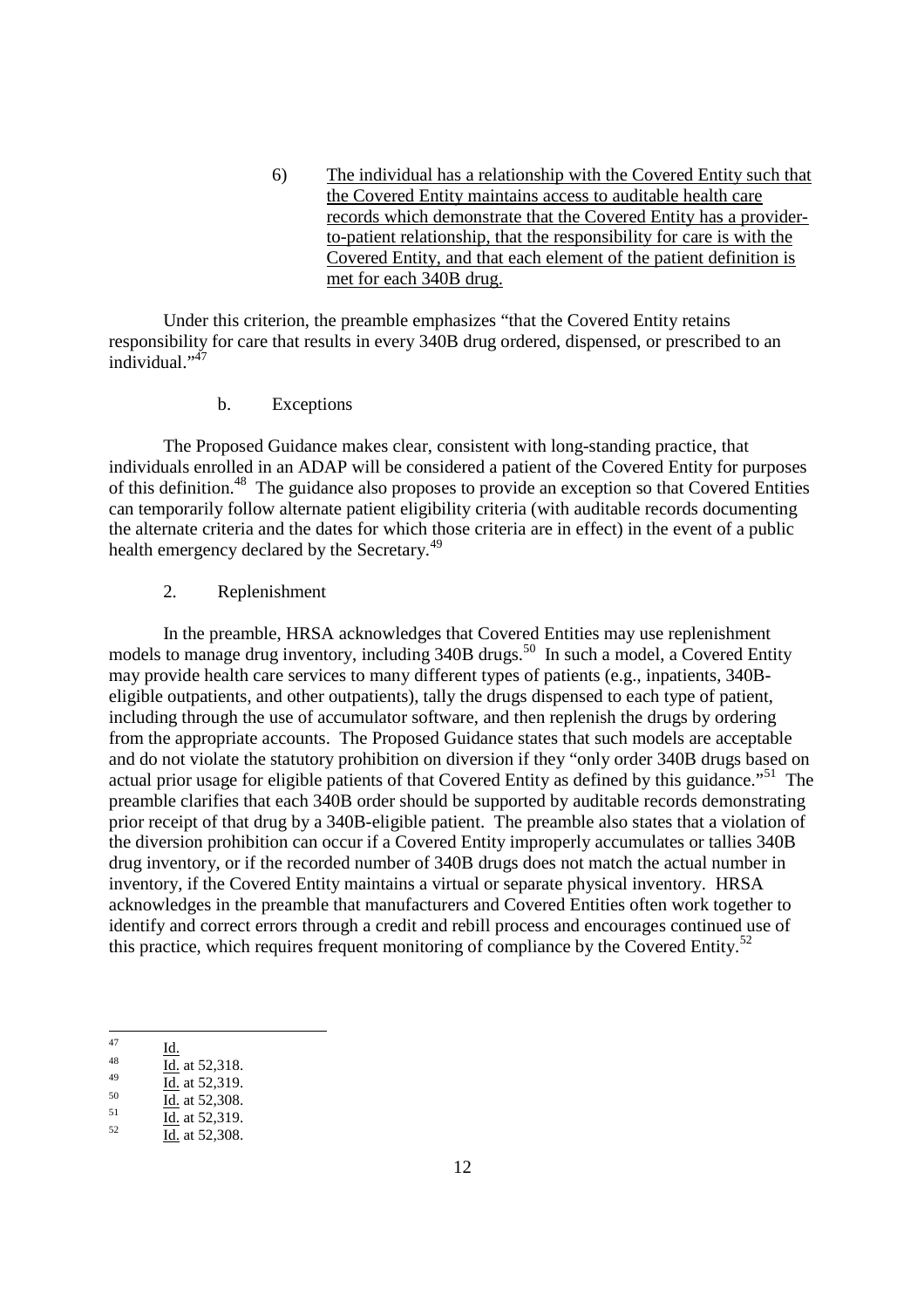6) <u>The individual has a relationship with the Covered Entity such that the Covered Entity maintains access to auditable health care records which demonstrate that the Covered Entity has a provider-to-patient relationship, that the responsibility for care is with the Covered Entity, and that each element of the patient definition is met for each 340B drug.</u>

Under this criterion, the preamble emphasizes "that the Covered Entity retains responsibility for care that results in every 340B drug ordered, dispensed, or prescribed to an individual."[47]

b. Exceptions

The Proposed Guidance makes clear, consistent with long-standing practice, that individuals enrolled in an ADAP will be considered a patient of the Covered Entity for purposes of this definition.[48] The guidance also proposes to provide an exception so that Covered Entities can temporarily follow alternate patient eligibility criteria (with auditable records documenting the alternate criteria and the dates for which those criteria are in effect) in the event of a public health emergency declared by the Secretary.[49]

2. Replenishment

In the preamble, HRSA acknowledges that Covered Entities may use replenishment models to manage drug inventory, including 340B drugs.[50] In such a model, a Covered Entity may provide health care services to many different types of patients (e.g., inpatients, 340B-eligible outpatients, and other outpatients), tally the drugs dispensed to each type of patient, including through the use of accumulator software, and then replenish the drugs by ordering from the appropriate accounts. The Proposed Guidance states that such models are acceptable and do not violate the statutory prohibition on diversion if they "only order 340B drugs based on actual prior usage for eligible patients of that Covered Entity as defined by this guidance."[51] The preamble clarifies that each 340B order should be supported by auditable records demonstrating prior receipt of that drug by a 340B-eligible patient. The preamble also states that a violation of the diversion prohibition can occur if a Covered Entity improperly accumulates or tallies 340B drug inventory, or if the recorded number of 340B drugs does not match the actual number in inventory, if the Covered Entity maintains a virtual or separate physical inventory. HRSA acknowledges in the preamble that manufacturers and Covered Entities often work together to identify and correct errors through a credit and rebill process and encourages continued use of this practice, which requires frequent monitoring of compliance by the Covered Entity.[52]

---

[47] <u>Id.</u>

[48] <u>Id.</u> at 52,318.

[49] <u>Id.</u> at 52,319.

[50] <u>Id.</u> at 52,308.

[51] <u>Id.</u> at 52,319.

[52] <u>Id.</u> at 52,308.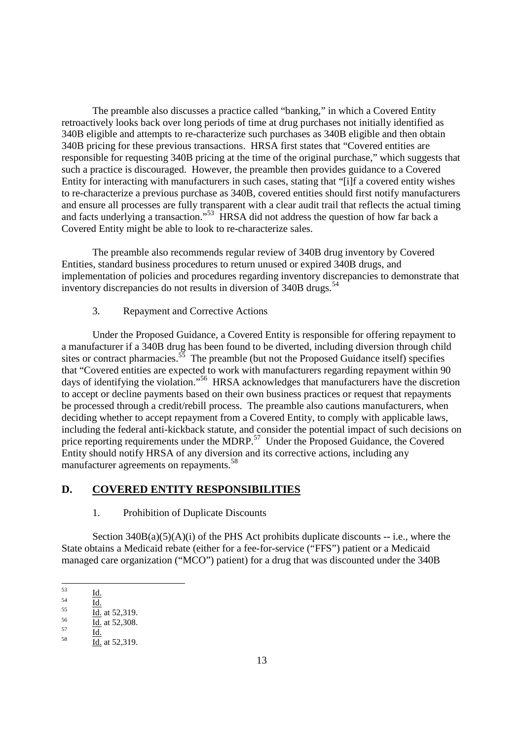The preamble also discusses a practice called "banking," in which a Covered Entity retroactively looks back over long periods of time at drug purchases not initially identified as 340B eligible and attempts to re-characterize such purchases as 340B eligible and then obtain 340B pricing for these previous transactions. HRSA first states that "Covered entities are responsible for requesting 340B pricing at the time of the original purchase," which suggests that such a practice is discouraged. However, the preamble then provides guidance to a Covered Entity for interacting with manufacturers in such cases, stating that "[i]f a covered entity wishes to re-characterize a previous purchase as 340B, covered entities should first notify manufacturers and ensure all processes are fully transparent with a clear audit trail that reflects the actual timing and facts underlying a transaction."[53] HRSA did not address the question of how far back a Covered Entity might be able to look to re-characterize sales.

The preamble also recommends regular review of 340B drug inventory by Covered Entities, standard business procedures to return unused or expired 340B drugs, and implementation of policies and procedures regarding inventory discrepancies to demonstrate that inventory discrepancies do not results in diversion of 340B drugs.[54]

### 3. Repayment and Corrective Actions

Under the Proposed Guidance, a Covered Entity is responsible for offering repayment to a manufacturer if a 340B drug has been found to be diverted, including diversion through child sites or contract pharmacies.[55] The preamble (but not the Proposed Guidance itself) specifies that "Covered entities are expected to work with manufacturers regarding repayment within 90 days of identifying the violation."[56] HRSA acknowledges that manufacturers have the discretion to accept or decline payments based on their own business practices or request that repayments be processed through a credit/rebill process. The preamble also cautions manufacturers, when deciding whether to accept repayment from a Covered Entity, to comply with applicable laws, including the federal anti-kickback statute, and consider the potential impact of such decisions on price reporting requirements under the MDRP.[57] Under the Proposed Guidance, the Covered Entity should notify HRSA of any diversion and its corrective actions, including any manufacturer agreements on repayments.[58]

## D. COVERED ENTITY RESPONSIBILITIES

### 1. Prohibition of Duplicate Discounts

Section 340B(a)(5)(A)(i) of the PHS Act prohibits duplicate discounts -- i.e., where the State obtains a Medicaid rebate (either for a fee-for-service ("FFS") patient or a Medicaid managed care organization ("MCO") patient) for a drug that was discounted under the 340B

---

[53] Id.

[54] Id.

[55] Id. at 52,319.

[56] Id. at 52,308.

[57] Id.

[58] Id. at 52,319.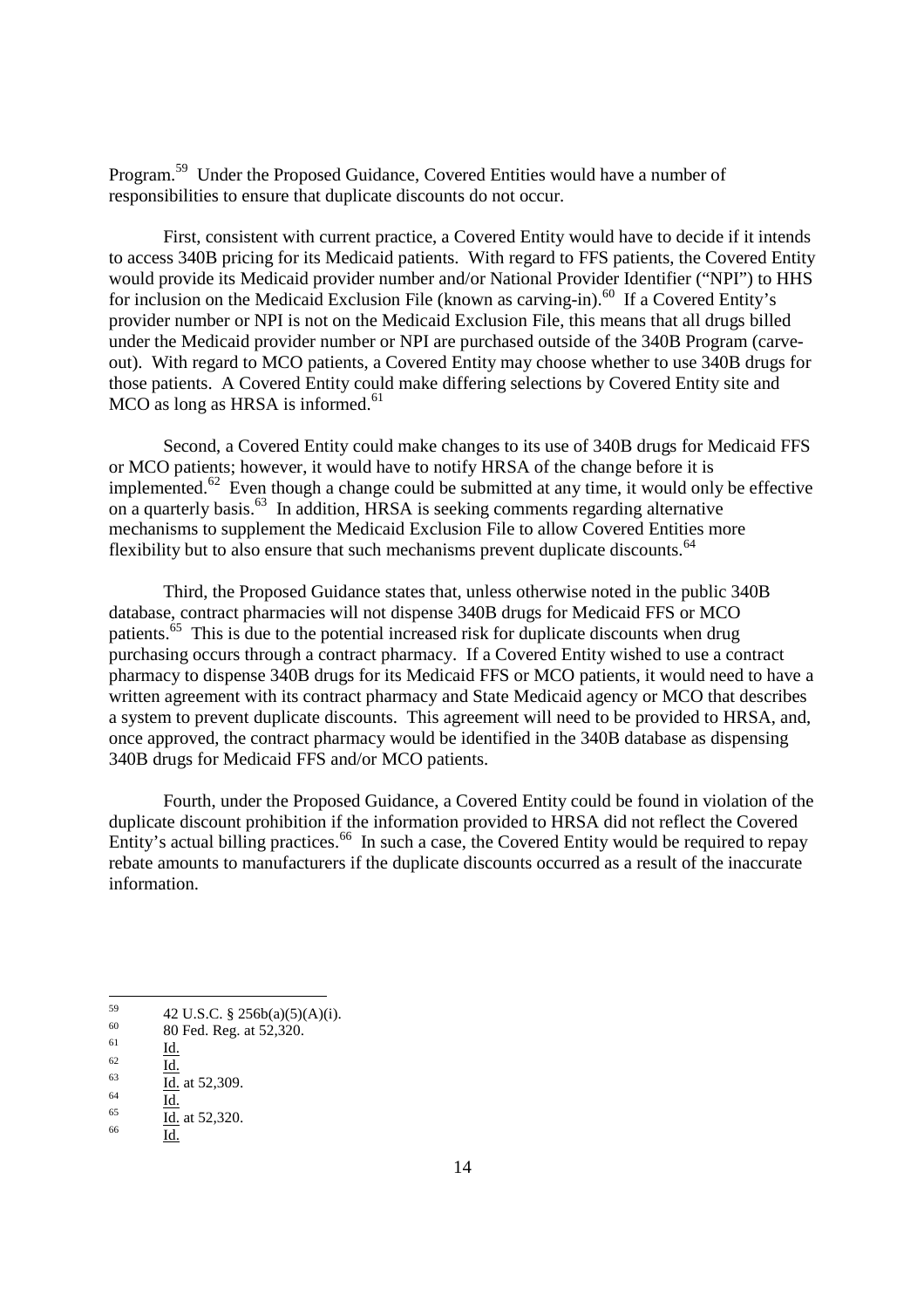Program.[59] Under the Proposed Guidance, Covered Entities would have a number of responsibilities to ensure that duplicate discounts do not occur.

First, consistent with current practice, a Covered Entity would have to decide if it intends to access 340B pricing for its Medicaid patients. With regard to FFS patients, the Covered Entity would provide its Medicaid provider number and/or National Provider Identifier ("NPI") to HHS for inclusion on the Medicaid Exclusion File (known as carving-in).[60] If a Covered Entity's provider number or NPI is not on the Medicaid Exclusion File, this means that all drugs billed under the Medicaid provider number or NPI are purchased outside of the 340B Program (carve-out). With regard to MCO patients, a Covered Entity may choose whether to use 340B drugs for those patients. A Covered Entity could make differing selections by Covered Entity site and MCO as long as HRSA is informed.[61]

Second, a Covered Entity could make changes to its use of 340B drugs for Medicaid FFS or MCO patients; however, it would have to notify HRSA of the change before it is implemented.[62] Even though a change could be submitted at any time, it would only be effective on a quarterly basis.[63] In addition, HRSA is seeking comments regarding alternative mechanisms to supplement the Medicaid Exclusion File to allow Covered Entities more flexibility but to also ensure that such mechanisms prevent duplicate discounts.[64]

Third, the Proposed Guidance states that, unless otherwise noted in the public 340B database, contract pharmacies will not dispense 340B drugs for Medicaid FFS or MCO patients.[65] This is due to the potential increased risk for duplicate discounts when drug purchasing occurs through a contract pharmacy. If a Covered Entity wished to use a contract pharmacy to dispense 340B drugs for its Medicaid FFS or MCO patients, it would need to have a written agreement with its contract pharmacy and State Medicaid agency or MCO that describes a system to prevent duplicate discounts. This agreement will need to be provided to HRSA, and, once approved, the contract pharmacy would be identified in the 340B database as dispensing 340B drugs for Medicaid FFS and/or MCO patients.

Fourth, under the Proposed Guidance, a Covered Entity could be found in violation of the duplicate discount prohibition if the information provided to HRSA did not reflect the Covered Entity's actual billing practices.[66] In such a case, the Covered Entity would be required to repay rebate amounts to manufacturers if the duplicate discounts occurred as a result of the inaccurate information.

---

[59] 42 U.S.C. § 256b(a)(5)(A)(i).

[60] 80 Fed. Reg. at 52,320.

[61] Id.

[62] Id.

[63] Id. at 52,309.

[64] Id.

[65] Id. at 52,320.

[66] Id.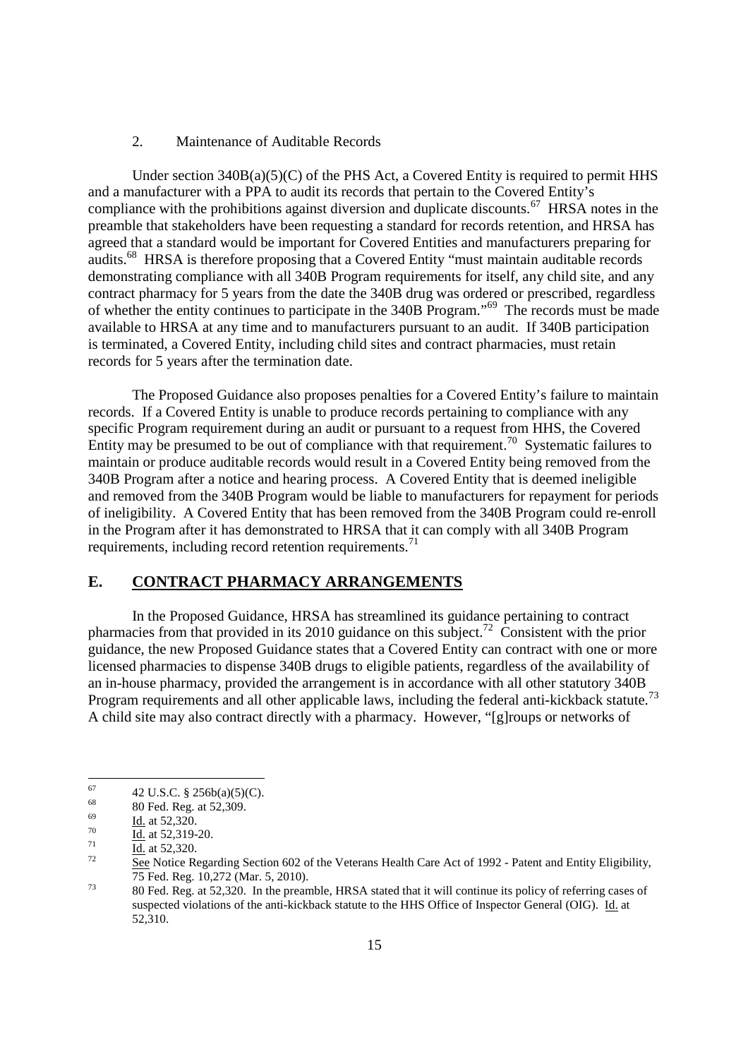### 2. Maintenance of Auditable Records

Under section 340B(a)(5)(C) of the PHS Act, a Covered Entity is required to permit HHS and a manufacturer with a PPA to audit its records that pertain to the Covered Entity's compliance with the prohibitions against diversion and duplicate discounts.[67] HRSA notes in the preamble that stakeholders have been requesting a standard for records retention, and HRSA has agreed that a standard would be important for Covered Entities and manufacturers preparing for audits.[68] HRSA is therefore proposing that a Covered Entity "must maintain auditable records demonstrating compliance with all 340B Program requirements for itself, any child site, and any contract pharmacy for 5 years from the date the 340B drug was ordered or prescribed, regardless of whether the entity continues to participate in the 340B Program."[69] The records must be made available to HRSA at any time and to manufacturers pursuant to an audit. If 340B participation is terminated, a Covered Entity, including child sites and contract pharmacies, must retain records for 5 years after the termination date.

The Proposed Guidance also proposes penalties for a Covered Entity's failure to maintain records. If a Covered Entity is unable to produce records pertaining to compliance with any specific Program requirement during an audit or pursuant to a request from HHS, the Covered Entity may be presumed to be out of compliance with that requirement.[70] Systematic failures to maintain or produce auditable records would result in a Covered Entity being removed from the 340B Program after a notice and hearing process. A Covered Entity that is deemed ineligible and removed from the 340B Program would be liable to manufacturers for repayment for periods of ineligibility. A Covered Entity that has been removed from the 340B Program could re-enroll in the Program after it has demonstrated to HRSA that it can comply with all 340B Program requirements, including record retention requirements.[71]

## E. CONTRACT PHARMACY ARRANGEMENTS

In the Proposed Guidance, HRSA has streamlined its guidance pertaining to contract pharmacies from that provided in its 2010 guidance on this subject.[72] Consistent with the prior guidance, the new Proposed Guidance states that a Covered Entity can contract with one or more licensed pharmacies to dispense 340B drugs to eligible patients, regardless of the availability of an in-house pharmacy, provided the arrangement is in accordance with all other statutory 340B Program requirements and all other applicable laws, including the federal anti-kickback statute.[73] A child site may also contract directly with a pharmacy. However, "[g]roups or networks of

---

[67] 42 U.S.C. § 256b(a)(5)(C).

[68] 80 Fed. Reg. at 52,309.

[69] Id. at 52,320.

[70] Id. at 52,319-20.

[71] Id. at 52,320.

[72] See Notice Regarding Section 602 of the Veterans Health Care Act of 1992 - Patent and Entity Eligibility, 75 Fed. Reg. 10,272 (Mar. 5, 2010).

[73] 80 Fed. Reg. at 52,320. In the preamble, HRSA stated that it will continue its policy of referring cases of suspected violations of the anti-kickback statute to the HHS Office of Inspector General (OIG). Id. at 52,310.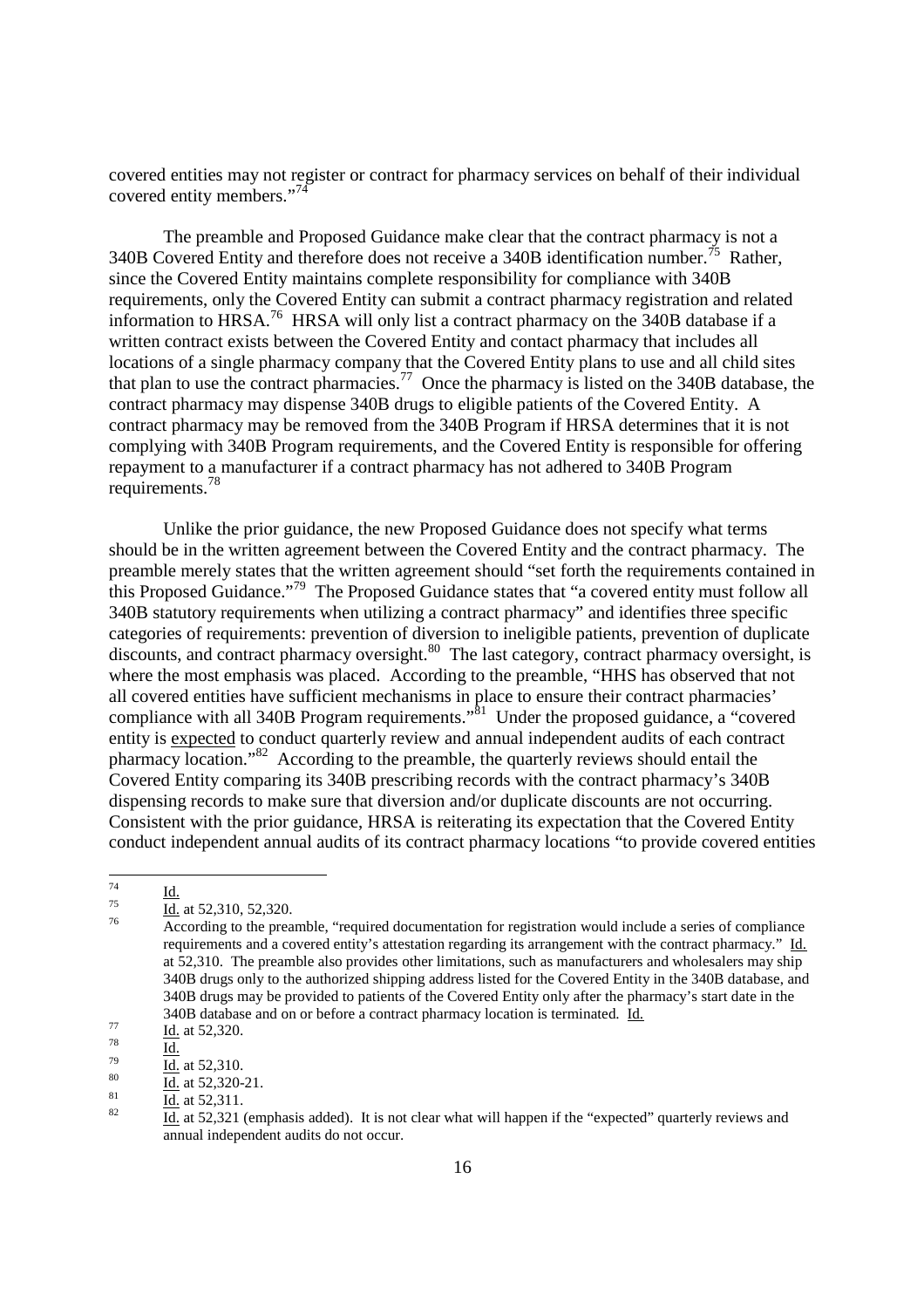covered entities may not register or contract for pharmacy services on behalf of their individual covered entity members."[74]

The preamble and Proposed Guidance make clear that the contract pharmacy is not a 340B Covered Entity and therefore does not receive a 340B identification number.[75] Rather, since the Covered Entity maintains complete responsibility for compliance with 340B requirements, only the Covered Entity can submit a contract pharmacy registration and related information to HRSA.[76] HRSA will only list a contract pharmacy on the 340B database if a written contract exists between the Covered Entity and contact pharmacy that includes all locations of a single pharmacy company that the Covered Entity plans to use and all child sites that plan to use the contract pharmacies.[77] Once the pharmacy is listed on the 340B database, the contract pharmacy may dispense 340B drugs to eligible patients of the Covered Entity. A contract pharmacy may be removed from the 340B Program if HRSA determines that it is not complying with 340B Program requirements, and the Covered Entity is responsible for offering repayment to a manufacturer if a contract pharmacy has not adhered to 340B Program requirements.[78]

Unlike the prior guidance, the new Proposed Guidance does not specify what terms should be in the written agreement between the Covered Entity and the contract pharmacy. The preamble merely states that the written agreement should "set forth the requirements contained in this Proposed Guidance."[79] The Proposed Guidance states that "a covered entity must follow all 340B statutory requirements when utilizing a contract pharmacy" and identifies three specific categories of requirements: prevention of diversion to ineligible patients, prevention of duplicate discounts, and contract pharmacy oversight.[80] The last category, contract pharmacy oversight, is where the most emphasis was placed. According to the preamble, "HHS has observed that not all covered entities have sufficient mechanisms in place to ensure their contract pharmacies' compliance with all 340B Program requirements."[81] Under the proposed guidance, a "covered entity is <u>expected</u> to conduct quarterly review and annual independent audits of each contract pharmacy location."[82] According to the preamble, the quarterly reviews should entail the Covered Entity comparing its 340B prescribing records with the contract pharmacy's 340B dispensing records to make sure that diversion and/or duplicate discounts are not occurring. Consistent with the prior guidance, HRSA is reiterating its expectation that the Covered Entity conduct independent annual audits of its contract pharmacy locations "to provide covered entities

---

[74] <u>Id.</u>

[75] <u>Id.</u> at 52,310, 52,320.

[76] According to the preamble, "required documentation for registration would include a series of compliance requirements and a covered entity's attestation regarding its arrangement with the contract pharmacy." <u>Id.</u> at 52,310. The preamble also provides other limitations, such as manufacturers and wholesalers may ship 340B drugs only to the authorized shipping address listed for the Covered Entity in the 340B database, and 340B drugs may be provided to patients of the Covered Entity only after the pharmacy's start date in the 340B database and on or before a contract pharmacy location is terminated. <u>Id.</u>

[77] <u>Id.</u> at 52,320.

[78] <u>Id.</u>

[79] <u>Id.</u> at 52,310.

[80] <u>Id.</u> at 52,320-21.

[81] <u>Id.</u> at 52,311.

[82] <u>Id.</u> at 52,321 (emphasis added). It is not clear what will happen if the "expected" quarterly reviews and annual independent audits do not occur.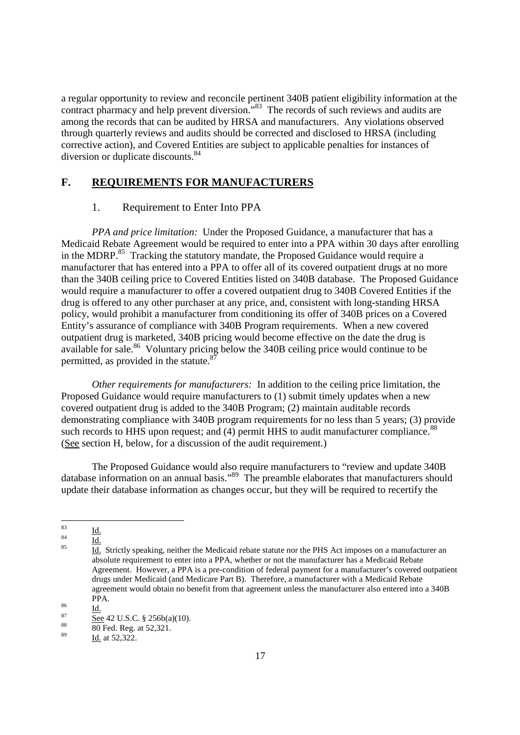a regular opportunity to review and reconcile pertinent 340B patient eligibility information at the contract pharmacy and help prevent diversion."[83] The records of such reviews and audits are among the records that can be audited by HRSA and manufacturers. Any violations observed through quarterly reviews and audits should be corrected and disclosed to HRSA (including corrective action), and Covered Entities are subject to applicable penalties for instances of diversion or duplicate discounts.[84]

## F. REQUIREMENTS FOR MANUFACTURERS

### 1. Requirement to Enter Into PPA

*PPA and price limitation:* Under the Proposed Guidance, a manufacturer that has a Medicaid Rebate Agreement would be required to enter into a PPA within 30 days after enrolling in the MDRP.[85] Tracking the statutory mandate, the Proposed Guidance would require a manufacturer that has entered into a PPA to offer all of its covered outpatient drugs at no more than the 340B ceiling price to Covered Entities listed on 340B database. The Proposed Guidance would require a manufacturer to offer a covered outpatient drug to 340B Covered Entities if the drug is offered to any other purchaser at any price, and, consistent with long-standing HRSA policy, would prohibit a manufacturer from conditioning its offer of 340B prices on a Covered Entity's assurance of compliance with 340B Program requirements. When a new covered outpatient drug is marketed, 340B pricing would become effective on the date the drug is available for sale.[86] Voluntary pricing below the 340B ceiling price would continue to be permitted, as provided in the statute.[87]

*Other requirements for manufacturers:* In addition to the ceiling price limitation, the Proposed Guidance would require manufacturers to (1) submit timely updates when a new covered outpatient drug is added to the 340B Program; (2) maintain auditable records demonstrating compliance with 340B program requirements for no less than 5 years; (3) provide such records to HHS upon request; and (4) permit HHS to audit manufacturer compliance.[88] (See section H, below, for a discussion of the audit requirement.)

The Proposed Guidance would also require manufacturers to "review and update 340B database information on an annual basis."[89] The preamble elaborates that manufacturers should update their database information as changes occur, but they will be required to recertify the

---

[83] Id.

[84] Id.

[85] Id. Strictly speaking, neither the Medicaid rebate statute nor the PHS Act imposes on a manufacturer an absolute requirement to enter into a PPA, whether or not the manufacturer has a Medicaid Rebate Agreement. However, a PPA is a pre-condition of federal payment for a manufacturer's covered outpatient drugs under Medicaid (and Medicare Part B). Therefore, a manufacturer with a Medicaid Rebate agreement would obtain no benefit from that agreement unless the manufacturer also entered into a 340B PPA.

[86] Id.

[87] See 42 U.S.C. § 256b(a)(10).

[88] 80 Fed. Reg. at 52,321.

[89] Id. at 52,322.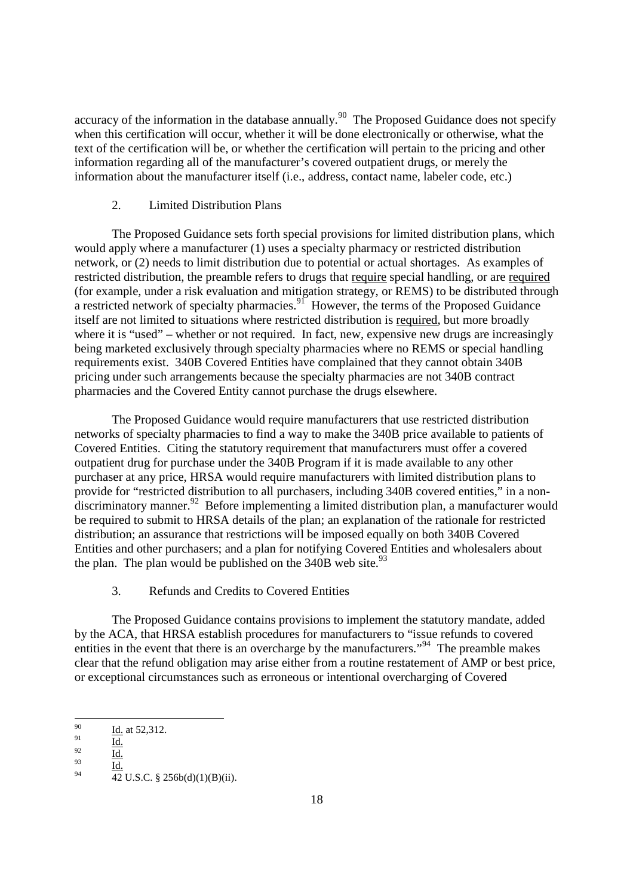accuracy of the information in the database annually.[90] The Proposed Guidance does not specify when this certification will occur, whether it will be done electronically or otherwise, what the text of the certification will be, or whether the certification will pertain to the pricing and other information regarding all of the manufacturer's covered outpatient drugs, or merely the information about the manufacturer itself (i.e., address, contact name, labeler code, etc.)

### 2. Limited Distribution Plans

The Proposed Guidance sets forth special provisions for limited distribution plans, which would apply where a manufacturer (1) uses a specialty pharmacy or restricted distribution network, or (2) needs to limit distribution due to potential or actual shortages. As examples of restricted distribution, the preamble refers to drugs that <u>require</u> special handling, or are <u>required</u> (for example, under a risk evaluation and mitigation strategy, or REMS) to be distributed through a restricted network of specialty pharmacies.[91] However, the terms of the Proposed Guidance itself are not limited to situations where restricted distribution is <u>required</u>, but more broadly where it is "used" – whether or not required. In fact, new, expensive new drugs are increasingly being marketed exclusively through specialty pharmacies where no REMS or special handling requirements exist. 340B Covered Entities have complained that they cannot obtain 340B pricing under such arrangements because the specialty pharmacies are not 340B contract pharmacies and the Covered Entity cannot purchase the drugs elsewhere.

The Proposed Guidance would require manufacturers that use restricted distribution networks of specialty pharmacies to find a way to make the 340B price available to patients of Covered Entities. Citing the statutory requirement that manufacturers must offer a covered outpatient drug for purchase under the 340B Program if it is made available to any other purchaser at any price, HRSA would require manufacturers with limited distribution plans to provide for "restricted distribution to all purchasers, including 340B covered entities," in a non-discriminatory manner.[92] Before implementing a limited distribution plan, a manufacturer would be required to submit to HRSA details of the plan; an explanation of the rationale for restricted distribution; an assurance that restrictions will be imposed equally on both 340B Covered Entities and other purchasers; and a plan for notifying Covered Entities and wholesalers about the plan. The plan would be published on the 340B web site.[93]

### 3. Refunds and Credits to Covered Entities

The Proposed Guidance contains provisions to implement the statutory mandate, added by the ACA, that HRSA establish procedures for manufacturers to "issue refunds to covered entities in the event that there is an overcharge by the manufacturers."[94] The preamble makes clear that the refund obligation may arise either from a routine restatement of AMP or best price, or exceptional circumstances such as erroneous or intentional overcharging of Covered

---

[90] <u>Id.</u> at 52,312.

[91] <u>Id.</u>

[92] <u>Id.</u>

[93] <u>Id.</u>

[94] 42 U.S.C. § 256b(d)(1)(B)(ii).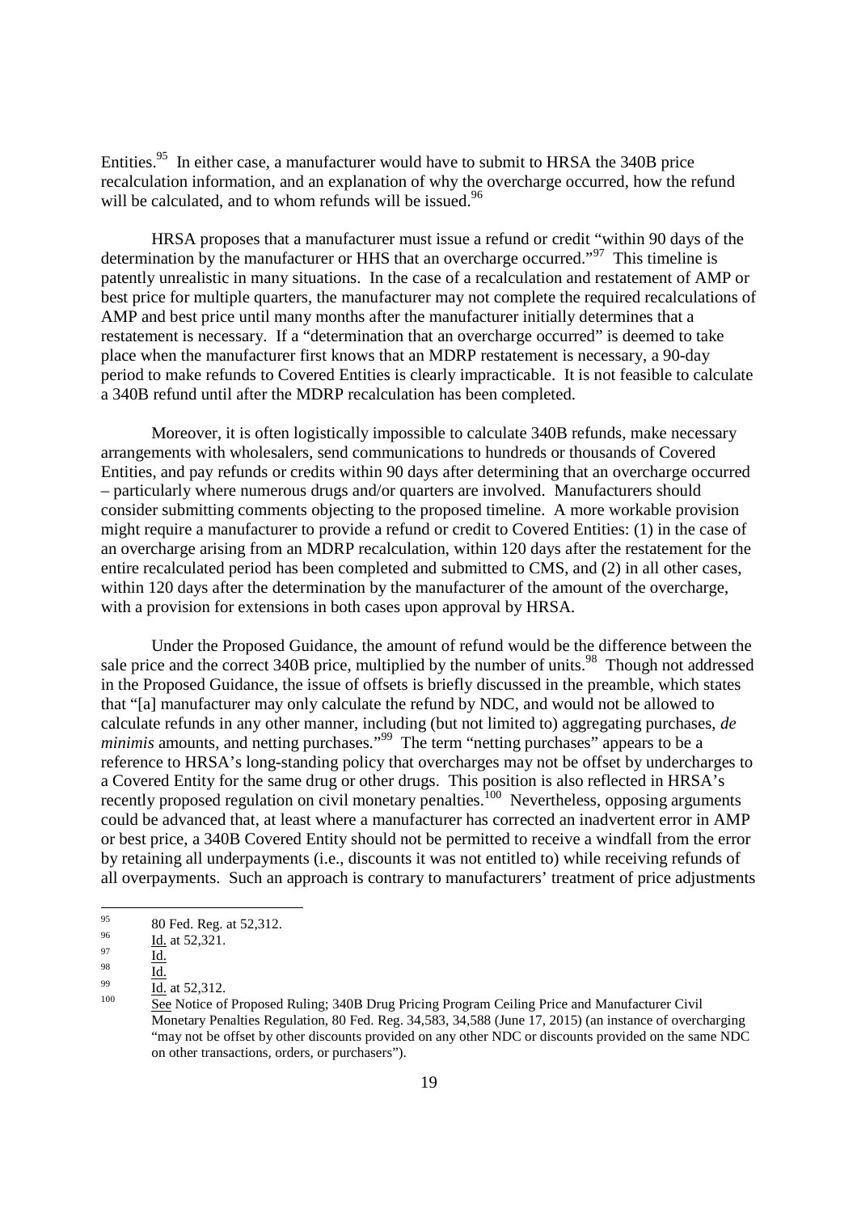Entities.[95] In either case, a manufacturer would have to submit to HRSA the 340B price recalculation information, and an explanation of why the overcharge occurred, how the refund will be calculated, and to whom refunds will be issued.[96]

HRSA proposes that a manufacturer must issue a refund or credit "within 90 days of the determination by the manufacturer or HHS that an overcharge occurred."[97] This timeline is patently unrealistic in many situations. In the case of a recalculation and restatement of AMP or best price for multiple quarters, the manufacturer may not complete the required recalculations of AMP and best price until many months after the manufacturer initially determines that a restatement is necessary. If a "determination that an overcharge occurred" is deemed to take place when the manufacturer first knows that an MDRP restatement is necessary, a 90-day period to make refunds to Covered Entities is clearly impracticable. It is not feasible to calculate a 340B refund until after the MDRP recalculation has been completed.

Moreover, it is often logistically impossible to calculate 340B refunds, make necessary arrangements with wholesalers, send communications to hundreds or thousands of Covered Entities, and pay refunds or credits within 90 days after determining that an overcharge occurred – particularly where numerous drugs and/or quarters are involved. Manufacturers should consider submitting comments objecting to the proposed timeline. A more workable provision might require a manufacturer to provide a refund or credit to Covered Entities: (1) in the case of an overcharge arising from an MDRP recalculation, within 120 days after the restatement for the entire recalculated period has been completed and submitted to CMS, and (2) in all other cases, within 120 days after the determination by the manufacturer of the amount of the overcharge, with a provision for extensions in both cases upon approval by HRSA.

Under the Proposed Guidance, the amount of refund would be the difference between the sale price and the correct 340B price, multiplied by the number of units.[98] Though not addressed in the Proposed Guidance, the issue of offsets is briefly discussed in the preamble, which states that "[a] manufacturer may only calculate the refund by NDC, and would not be allowed to calculate refunds in any other manner, including (but not limited to) aggregating purchases, *de minimis* amounts, and netting purchases."[99] The term "netting purchases" appears to be a reference to HRSA's long-standing policy that overcharges may not be offset by undercharges to a Covered Entity for the same drug or other drugs. This position is also reflected in HRSA's recently proposed regulation on civil monetary penalties.[100] Nevertheless, opposing arguments could be advanced that, at least where a manufacturer has corrected an inadvertent error in AMP or best price, a 340B Covered Entity should not be permitted to receive a windfall from the error by retaining all underpayments (i.e., discounts it was not entitled to) while receiving refunds of all overpayments. Such an approach is contrary to manufacturers' treatment of price adjustments

---

[95] 80 Fed. Reg. at 52,312.

[96] Id. at 52,321.

[97] Id.

[98] Id.

[99] Id. at 52,312.

[100] See Notice of Proposed Ruling; 340B Drug Pricing Program Ceiling Price and Manufacturer Civil Monetary Penalties Regulation, 80 Fed. Reg. 34,583, 34,588 (June 17, 2015) (an instance of overcharging "may not be offset by other discounts provided on any other NDC or discounts provided on the same NDC on other transactions, orders, or purchasers").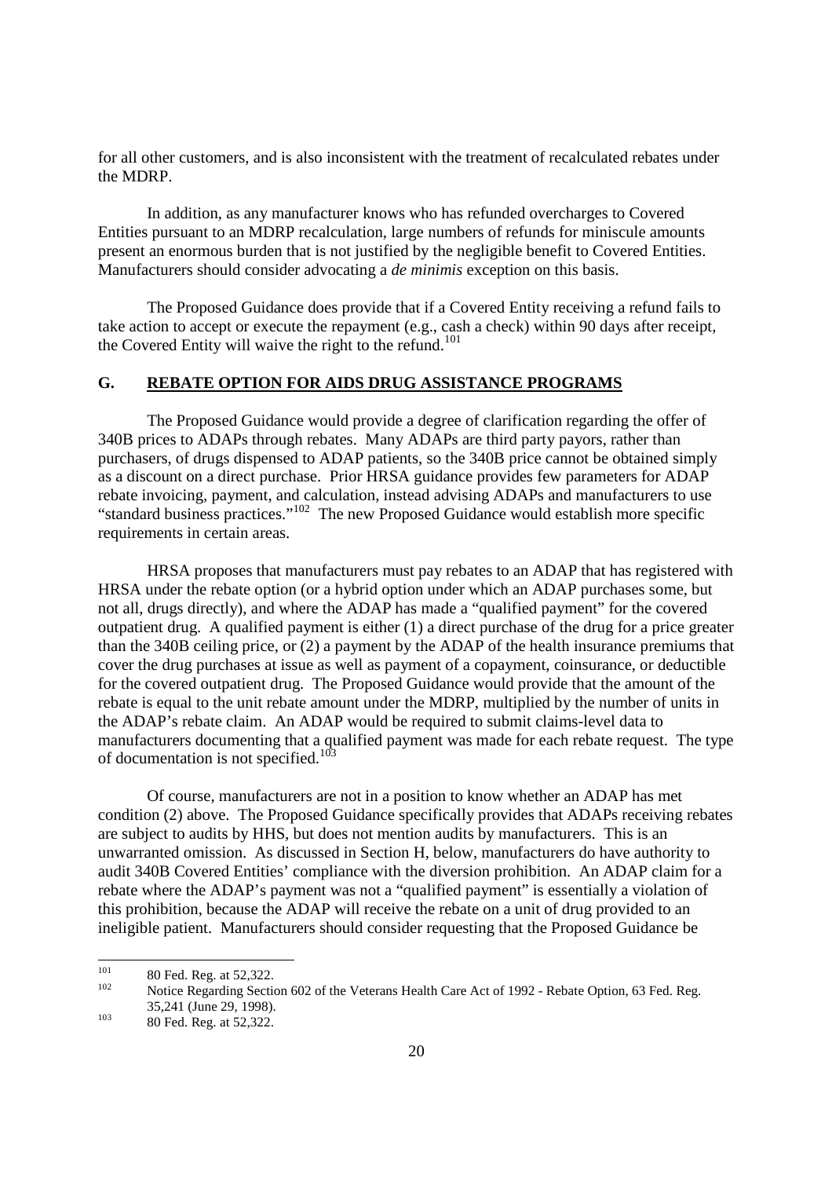for all other customers, and is also inconsistent with the treatment of recalculated rebates under the MDRP.

In addition, as any manufacturer knows who has refunded overcharges to Covered Entities pursuant to an MDRP recalculation, large numbers of refunds for miniscule amounts present an enormous burden that is not justified by the negligible benefit to Covered Entities. Manufacturers should consider advocating a *de minimis* exception on this basis.

The Proposed Guidance does provide that if a Covered Entity receiving a refund fails to take action to accept or execute the repayment (e.g., cash a check) within 90 days after receipt, the Covered Entity will waive the right to the refund.[101]

## G. REBATE OPTION FOR AIDS DRUG ASSISTANCE PROGRAMS

The Proposed Guidance would provide a degree of clarification regarding the offer of 340B prices to ADAPs through rebates. Many ADAPs are third party payors, rather than purchasers, of drugs dispensed to ADAP patients, so the 340B price cannot be obtained simply as a discount on a direct purchase. Prior HRSA guidance provides few parameters for ADAP rebate invoicing, payment, and calculation, instead advising ADAPs and manufacturers to use "standard business practices."[102] The new Proposed Guidance would establish more specific requirements in certain areas.

HRSA proposes that manufacturers must pay rebates to an ADAP that has registered with HRSA under the rebate option (or a hybrid option under which an ADAP purchases some, but not all, drugs directly), and where the ADAP has made a "qualified payment" for the covered outpatient drug. A qualified payment is either (1) a direct purchase of the drug for a price greater than the 340B ceiling price, or (2) a payment by the ADAP of the health insurance premiums that cover the drug purchases at issue as well as payment of a copayment, coinsurance, or deductible for the covered outpatient drug. The Proposed Guidance would provide that the amount of the rebate is equal to the unit rebate amount under the MDRP, multiplied by the number of units in the ADAP's rebate claim. An ADAP would be required to submit claims-level data to manufacturers documenting that a qualified payment was made for each rebate request. The type of documentation is not specified.[103]

Of course, manufacturers are not in a position to know whether an ADAP has met condition (2) above. The Proposed Guidance specifically provides that ADAPs receiving rebates are subject to audits by HHS, but does not mention audits by manufacturers. This is an unwarranted omission. As discussed in Section H, below, manufacturers do have authority to audit 340B Covered Entities' compliance with the diversion prohibition. An ADAP claim for a rebate where the ADAP's payment was not a "qualified payment" is essentially a violation of this prohibition, because the ADAP will receive the rebate on a unit of drug provided to an ineligible patient. Manufacturers should consider requesting that the Proposed Guidance be

---

[101] 80 Fed. Reg. at 52,322.

[102] Notice Regarding Section 602 of the Veterans Health Care Act of 1992 - Rebate Option, 63 Fed. Reg. 35,241 (June 29, 1998).

[103] 80 Fed. Reg. at 52,322.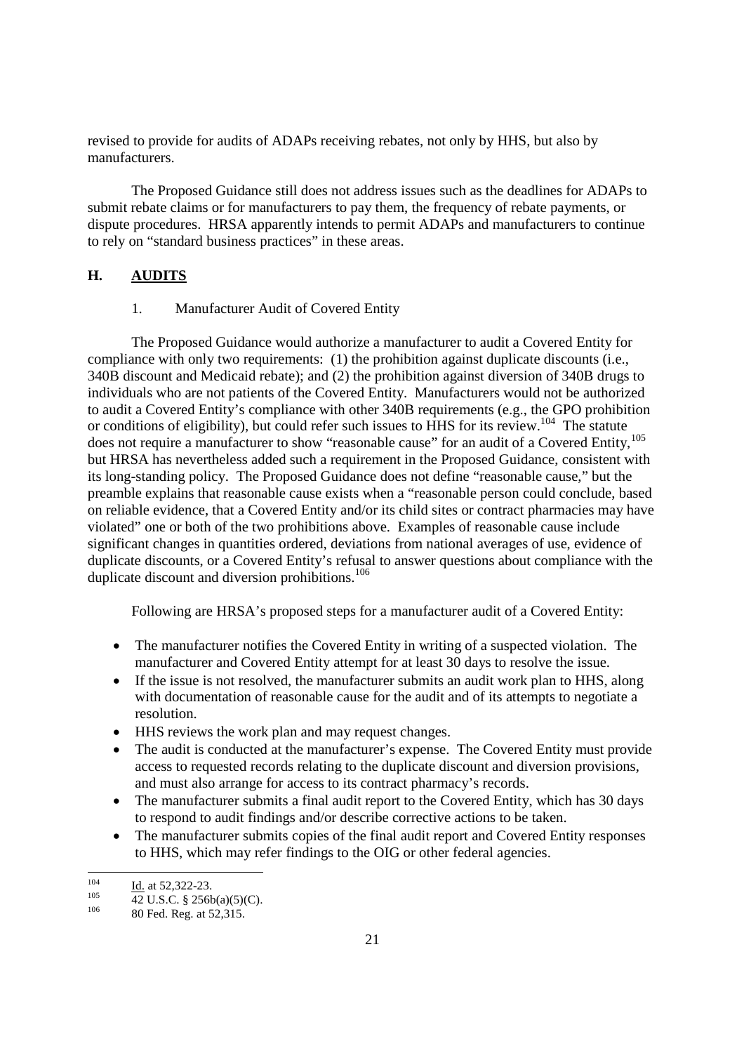revised to provide for audits of ADAPs receiving rebates, not only by HHS, but also by manufacturers.

The Proposed Guidance still does not address issues such as the deadlines for ADAPs to submit rebate claims or for manufacturers to pay them, the frequency of rebate payments, or dispute procedures. HRSA apparently intends to permit ADAPs and manufacturers to continue to rely on "standard business practices" in these areas.

## H. AUDITS

### 1. Manufacturer Audit of Covered Entity

The Proposed Guidance would authorize a manufacturer to audit a Covered Entity for compliance with only two requirements: (1) the prohibition against duplicate discounts (i.e., 340B discount and Medicaid rebate); and (2) the prohibition against diversion of 340B drugs to individuals who are not patients of the Covered Entity. Manufacturers would not be authorized to audit a Covered Entity's compliance with other 340B requirements (e.g., the GPO prohibition or conditions of eligibility), but could refer such issues to HHS for its review.[104] The statute does not require a manufacturer to show "reasonable cause" for an audit of a Covered Entity,[105] but HRSA has nevertheless added such a requirement in the Proposed Guidance, consistent with its long-standing policy. The Proposed Guidance does not define "reasonable cause," but the preamble explains that reasonable cause exists when a "reasonable person could conclude, based on reliable evidence, that a Covered Entity and/or its child sites or contract pharmacies may have violated" one or both of the two prohibitions above. Examples of reasonable cause include significant changes in quantities ordered, deviations from national averages of use, evidence of duplicate discounts, or a Covered Entity's refusal to answer questions about compliance with the duplicate discount and diversion prohibitions.[106]

Following are HRSA's proposed steps for a manufacturer audit of a Covered Entity:

- The manufacturer notifies the Covered Entity in writing of a suspected violation. The manufacturer and Covered Entity attempt for at least 30 days to resolve the issue.
- If the issue is not resolved, the manufacturer submits an audit work plan to HHS, along with documentation of reasonable cause for the audit and of its attempts to negotiate a resolution.
- HHS reviews the work plan and may request changes.
- The audit is conducted at the manufacturer's expense. The Covered Entity must provide access to requested records relating to the duplicate discount and diversion provisions, and must also arrange for access to its contract pharmacy's records.
- The manufacturer submits a final audit report to the Covered Entity, which has 30 days to respond to audit findings and/or describe corrective actions to be taken.
- The manufacturer submits copies of the final audit report and Covered Entity responses to HHS, which may refer findings to the OIG or other federal agencies.

---

[104] Id. at 52,322-23.

[105] 42 U.S.C. § 256b(a)(5)(C).

[106] 80 Fed. Reg. at 52,315.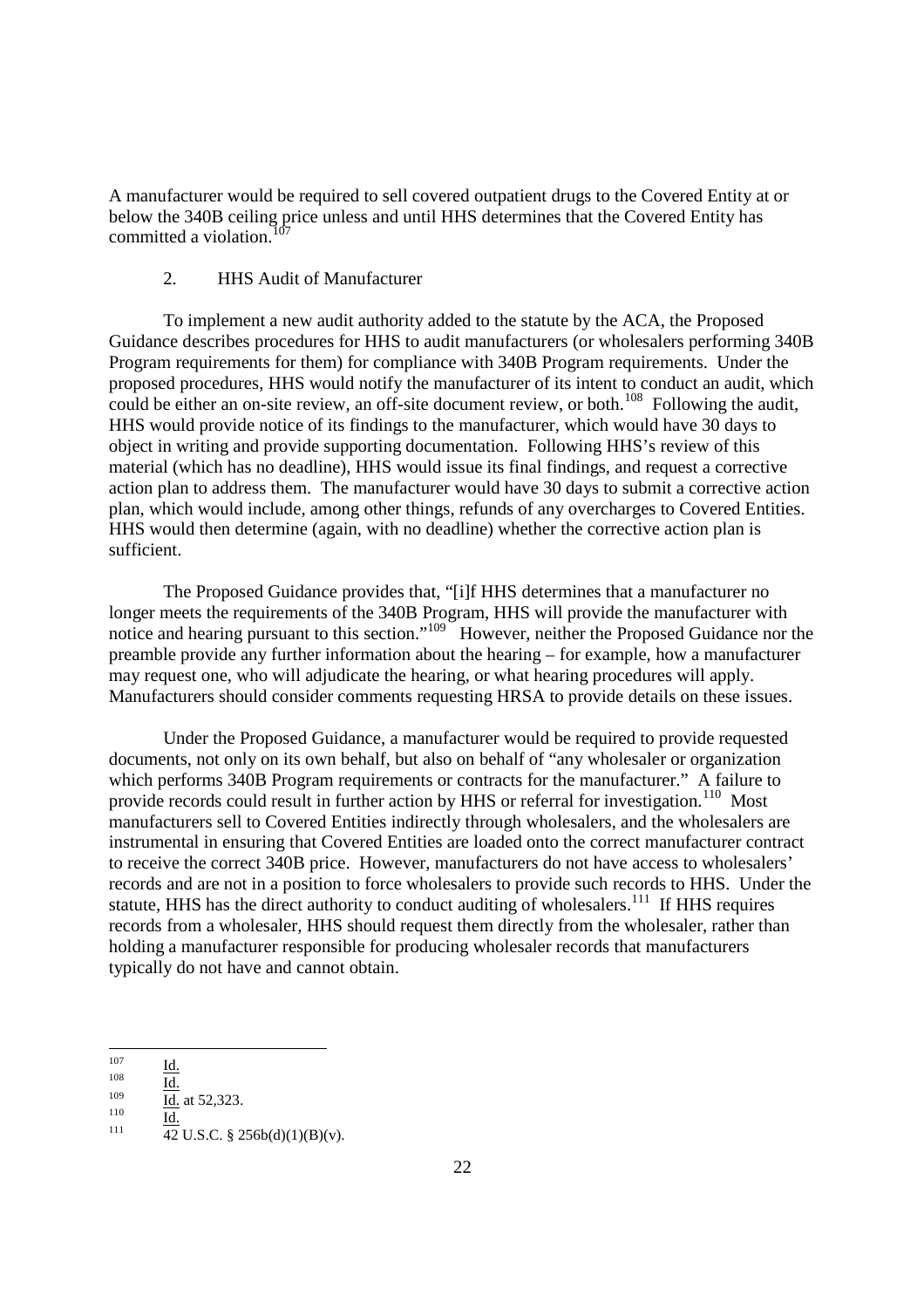A manufacturer would be required to sell covered outpatient drugs to the Covered Entity at or below the 340B ceiling price unless and until HHS determines that the Covered Entity has committed a violation.[107]

### 2. HHS Audit of Manufacturer

To implement a new audit authority added to the statute by the ACA, the Proposed Guidance describes procedures for HHS to audit manufacturers (or wholesalers performing 340B Program requirements for them) for compliance with 340B Program requirements. Under the proposed procedures, HHS would notify the manufacturer of its intent to conduct an audit, which could be either an on-site review, an off-site document review, or both.[108] Following the audit, HHS would provide notice of its findings to the manufacturer, which would have 30 days to object in writing and provide supporting documentation. Following HHS's review of this material (which has no deadline), HHS would issue its final findings, and request a corrective action plan to address them. The manufacturer would have 30 days to submit a corrective action plan, which would include, among other things, refunds of any overcharges to Covered Entities. HHS would then determine (again, with no deadline) whether the corrective action plan is sufficient.

The Proposed Guidance provides that, "[i]f HHS determines that a manufacturer no longer meets the requirements of the 340B Program, HHS will provide the manufacturer with notice and hearing pursuant to this section."[109] However, neither the Proposed Guidance nor the preamble provide any further information about the hearing – for example, how a manufacturer may request one, who will adjudicate the hearing, or what hearing procedures will apply. Manufacturers should consider comments requesting HRSA to provide details on these issues.

Under the Proposed Guidance, a manufacturer would be required to provide requested documents, not only on its own behalf, but also on behalf of "any wholesaler or organization which performs 340B Program requirements or contracts for the manufacturer." A failure to provide records could result in further action by HHS or referral for investigation.[110] Most manufacturers sell to Covered Entities indirectly through wholesalers, and the wholesalers are instrumental in ensuring that Covered Entities are loaded onto the correct manufacturer contract to receive the correct 340B price. However, manufacturers do not have access to wholesalers' records and are not in a position to force wholesalers to provide such records to HHS. Under the statute, HHS has the direct authority to conduct auditing of wholesalers.[111] If HHS requires records from a wholesaler, HHS should request them directly from the wholesaler, rather than holding a manufacturer responsible for producing wholesaler records that manufacturers typically do not have and cannot obtain.

---

[107] Id.

[108] Id.

[109] Id. at 52,323.

[110] Id.

[111] 42 U.S.C. § 256b(d)(1)(B)(v).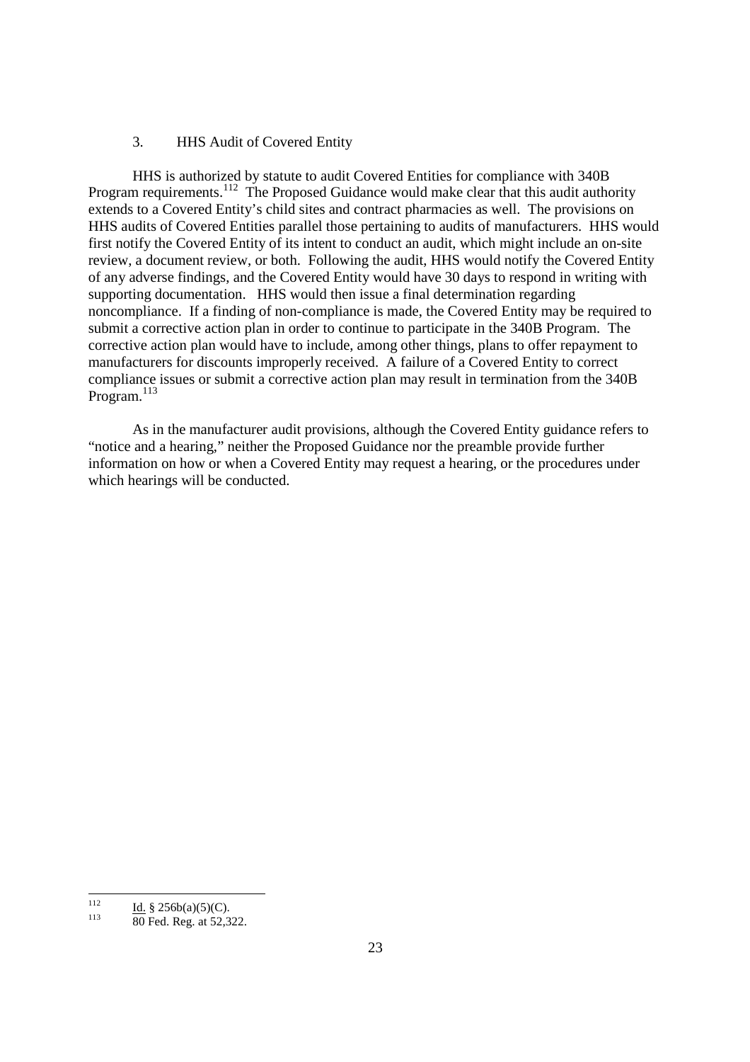### 3. HHS Audit of Covered Entity

HHS is authorized by statute to audit Covered Entities for compliance with 340B Program requirements.[112] The Proposed Guidance would make clear that this audit authority extends to a Covered Entity's child sites and contract pharmacies as well. The provisions on HHS audits of Covered Entities parallel those pertaining to audits of manufacturers. HHS would first notify the Covered Entity of its intent to conduct an audit, which might include an on-site review, a document review, or both. Following the audit, HHS would notify the Covered Entity of any adverse findings, and the Covered Entity would have 30 days to respond in writing with supporting documentation. HHS would then issue a final determination regarding noncompliance. If a finding of non-compliance is made, the Covered Entity may be required to submit a corrective action plan in order to continue to participate in the 340B Program. The corrective action plan would have to include, among other things, plans to offer repayment to manufacturers for discounts improperly received. A failure of a Covered Entity to correct compliance issues or submit a corrective action plan may result in termination from the 340B Program.[113]

As in the manufacturer audit provisions, although the Covered Entity guidance refers to "notice and a hearing," neither the Proposed Guidance nor the preamble provide further information on how or when a Covered Entity may request a hearing, or the procedures under which hearings will be conducted.

---

[112] Id. § 256b(a)(5)(C).

[113] 80 Fed. Reg. at 52,322.